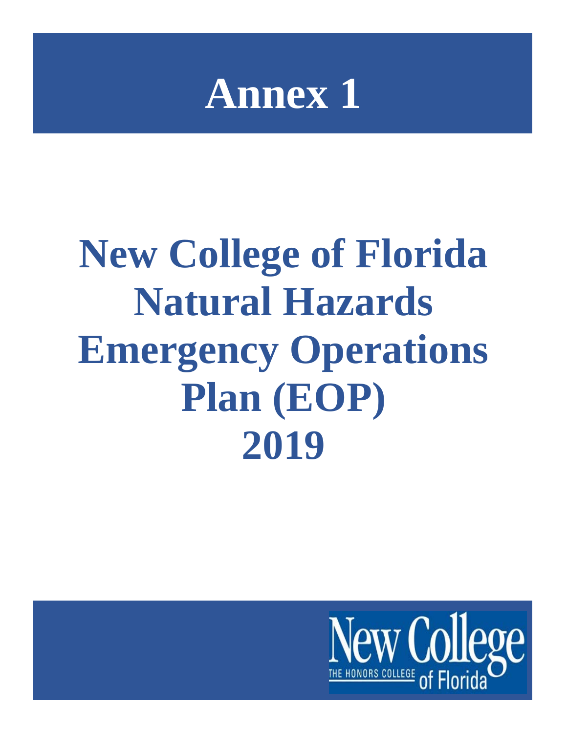# Annex 1

# New College of Florida Natural Hazards Emergency Operations Plan (EOP) 2019

New College
THE HONORS COLLEGE of Florida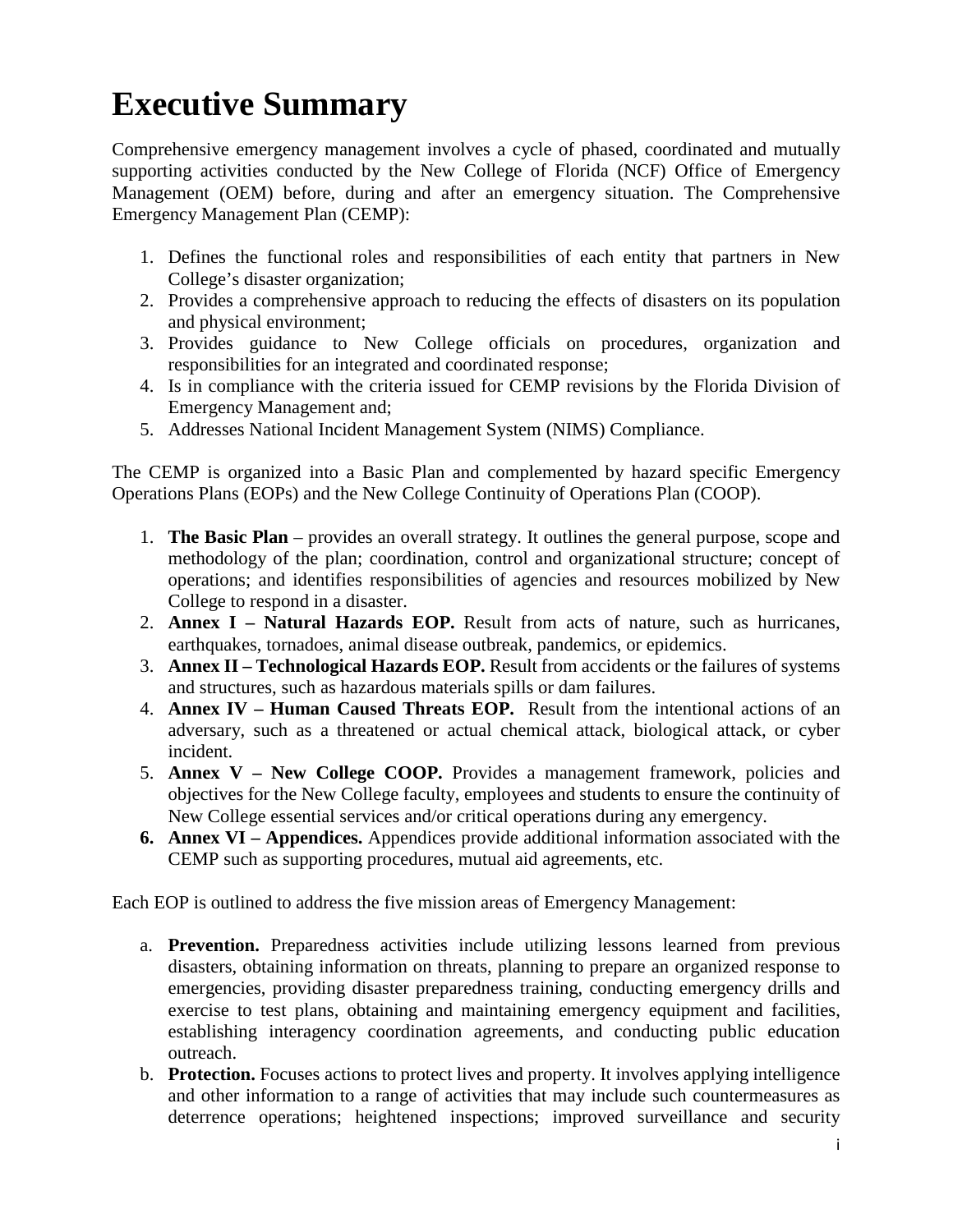# Executive Summary

Comprehensive emergency management involves a cycle of phased, coordinated and mutually supporting activities conducted by the New College of Florida (NCF) Office of Emergency Management (OEM) before, during and after an emergency situation. The Comprehensive Emergency Management Plan (CEMP):

1. Defines the functional roles and responsibilities of each entity that partners in New College's disaster organization;
2. Provides a comprehensive approach to reducing the effects of disasters on its population and physical environment;
3. Provides guidance to New College officials on procedures, organization and responsibilities for an integrated and coordinated response;
4. Is in compliance with the criteria issued for CEMP revisions by the Florida Division of Emergency Management and;
5. Addresses National Incident Management System (NIMS) Compliance.

The CEMP is organized into a Basic Plan and complemented by hazard specific Emergency Operations Plans (EOPs) and the New College Continuity of Operations Plan (COOP).

1. **The Basic Plan** – provides an overall strategy. It outlines the general purpose, scope and methodology of the plan; coordination, control and organizational structure; concept of operations; and identifies responsibilities of agencies and resources mobilized by New College to respond in a disaster.
2. **Annex I – Natural Hazards EOP.** Result from acts of nature, such as hurricanes, earthquakes, tornadoes, animal disease outbreak, pandemics, or epidemics.
3. **Annex II – Technological Hazards EOP.** Result from accidents or the failures of systems and structures, such as hazardous materials spills or dam failures.
4. **Annex IV – Human Caused Threats EOP.** Result from the intentional actions of an adversary, such as a threatened or actual chemical attack, biological attack, or cyber incident.
5. **Annex V – New College COOP.** Provides a management framework, policies and objectives for the New College faculty, employees and students to ensure the continuity of New College essential services and/or critical operations during any emergency.
6. **Annex VI – Appendices.** Appendices provide additional information associated with the CEMP such as supporting procedures, mutual aid agreements, etc.

Each EOP is outlined to address the five mission areas of Emergency Management:

a. **Prevention.** Preparedness activities include utilizing lessons learned from previous disasters, obtaining information on threats, planning to prepare an organized response to emergencies, providing disaster preparedness training, conducting emergency drills and exercise to test plans, obtaining and maintaining emergency equipment and facilities, establishing interagency coordination agreements, and conducting public education outreach.

b. **Protection.** Focuses actions to protect lives and property. It involves applying intelligence and other information to a range of activities that may include such countermeasures as deterrence operations; heightened inspections; improved surveillance and security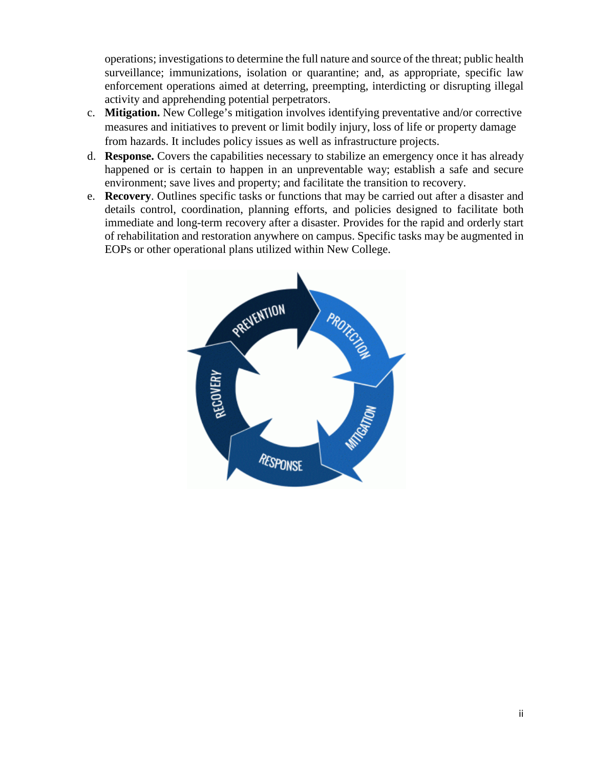operations; investigations to determine the full nature and source of the threat; public health surveillance; immunizations, isolation or quarantine; and, as appropriate, specific law enforcement operations aimed at deterring, preempting, interdicting or disrupting illegal activity and apprehending potential perpetrators.

c. **Mitigation.** New College's mitigation involves identifying preventative and/or corrective measures and initiatives to prevent or limit bodily injury, loss of life or property damage from hazards. It includes policy issues as well as infrastructure projects.

d. **Response.** Covers the capabilities necessary to stabilize an emergency once it has already happened or is certain to happen in an unpreventable way; establish a safe and secure environment; save lives and property; and facilitate the transition to recovery.

e. **Recovery**. Outlines specific tasks or functions that may be carried out after a disaster and details control, coordination, planning efforts, and policies designed to facilitate both immediate and long-term recovery after a disaster. Provides for the rapid and orderly start of rehabilitation and restoration anywhere on campus. Specific tasks may be augmented in EOPs or other operational plans utilized within New College.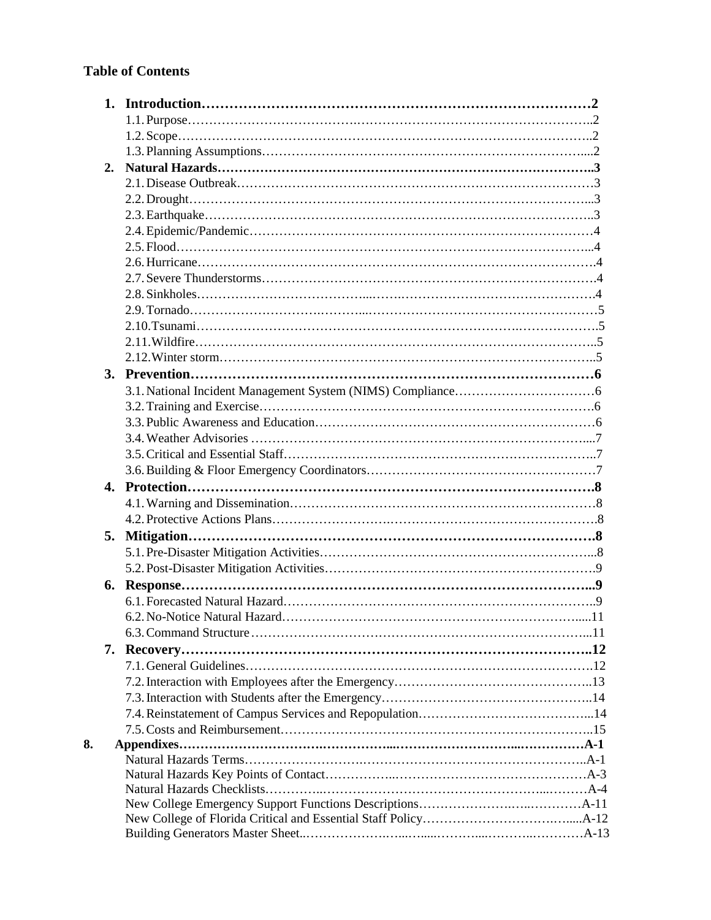**Table of Contents**

1. **Introduction……………………………………………………………………………2**
    - 1.1. Purpose……………………………………………………………………………..2
    - 1.2. Scope……………………………………………………………………………..2
    - 1.3. Planning Assumptions…………………………………………………………....2
2. **Natural Hazards…………………………………………………………………………..3**
    - 2.1. Disease Outbreak………………………………………………………………3
    - 2.2. Drought…………………………………………………………………………...3
    - 2.3. Earthquake………………………………………………………………………..3
    - 2.4. Epidemic/Pandemic……………………………………………………………4
    - 2.5. Flood……………………………………………………………………………...4
    - 2.6. Hurricane………………………………………………………………………….4
    - 2.7. Severe Thunderstorms…………………………………………………………4
    - 2.8. Sinkholes……………………………………………………………………….4
    - 2.9. Tornado…………………………………………………………………………5
    - 2.10. Tsunami………………………………………………………………………….5
    - 2.11. Wildfire…………………………………………………………………………..5
    - 2.12. Winter storm……………………………………………………………………..5
3. **Prevention……………………………………………………………………………6**
    - 3.1. National Incident Management System (NIMS) Compliance……………………………6
    - 3.2. Training and Exercise…………………………………………………………….6
    - 3.3. Public Awareness and Education………………………………………………6
    - 3.4. Weather Advisories ………………………………………………………………...7
    - 3.5. Critical and Essential Staff………………………………………………………..7
    - 3.6. Building & Floor Emergency Coordinators………………………………………7
4. **Protection…………………………………………………………………………….8**
    - 4.1. Warning and Dissemination……………………………………………………8
    - 4.2. Protective Actions Plans………………………………………………………….8
5. **Mitigation…………………………………………………………………………….8**
    - 5.1. Pre-Disaster Mitigation Activities………………………………………………...8
    - 5.2. Post-Disaster Mitigation Activities………………………………………………9
6. **Response………………………………………………………………………………...9**
    - 6.1. Forecasted Natural Hazard……………………………………………………………..9
    - 6.2. No-Notice Natural Hazard…………………………………………………………....11
    - 6.3. Command Structure…………………………………………………………………...11
7. **Recovery……………………………………………………………………………..12**
    - 7.1. General Guidelines……………………………………………………………….12
    - 7.2. Interaction with Employees after the Emergency………………………………………..13
    - 7.3. Interaction with Students after the Emergency…………………………………………..14
    - 7.4. Reinstatement of Campus Services and Repopulation…………………………………...14
    - 7.5. Costs and Reimbursement………………………………………………………..15
8. **Appendixes……………………………………………………………………A-1**
    - Natural Hazards Terms…………………………………………………………………..A-1
    - Natural Hazards Key Points of Contact…………………………………………………A-3
    - Natural Hazards Checklists…………………………………………………………A-4
    - New College Emergency Support Functions Descriptions…………………………………A-11
    - New College of Florida Critical and Essential Staff Policy……………………………….....A-12
    - Building Generators Master Sheet..……………………………………………………A-13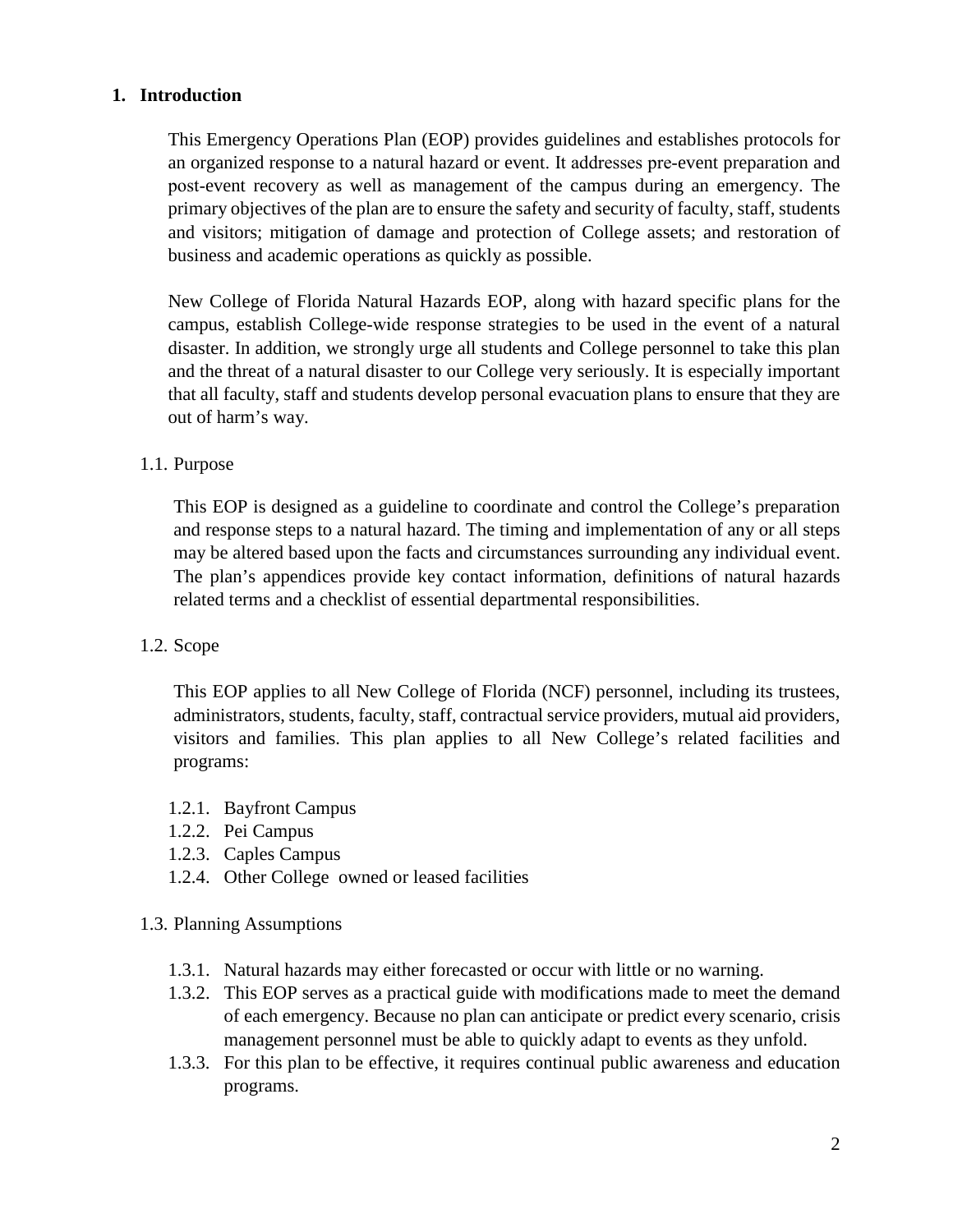## 1. Introduction

This Emergency Operations Plan (EOP) provides guidelines and establishes protocols for an organized response to a natural hazard or event. It addresses pre-event preparation and post-event recovery as well as management of the campus during an emergency. The primary objectives of the plan are to ensure the safety and security of faculty, staff, students and visitors; mitigation of damage and protection of College assets; and restoration of business and academic operations as quickly as possible.

New College of Florida Natural Hazards EOP, along with hazard specific plans for the campus, establish College-wide response strategies to be used in the event of a natural disaster. In addition, we strongly urge all students and College personnel to take this plan and the threat of a natural disaster to our College very seriously. It is especially important that all faculty, staff and students develop personal evacuation plans to ensure that they are out of harm's way.

### 1.1. Purpose

This EOP is designed as a guideline to coordinate and control the College's preparation and response steps to a natural hazard. The timing and implementation of any or all steps may be altered based upon the facts and circumstances surrounding any individual event. The plan's appendices provide key contact information, definitions of natural hazards related terms and a checklist of essential departmental responsibilities.

### 1.2. Scope

This EOP applies to all New College of Florida (NCF) personnel, including its trustees, administrators, students, faculty, staff, contractual service providers, mutual aid providers, visitors and families. This plan applies to all New College's related facilities and programs:

- 1.2.1. Bayfront Campus
- 1.2.2. Pei Campus
- 1.2.3. Caples Campus
- 1.2.4. Other College owned or leased facilities

### 1.3. Planning Assumptions

- 1.3.1. Natural hazards may either forecasted or occur with little or no warning.
- 1.3.2. This EOP serves as a practical guide with modifications made to meet the demand of each emergency. Because no plan can anticipate or predict every scenario, crisis management personnel must be able to quickly adapt to events as they unfold.
- 1.3.3. For this plan to be effective, it requires continual public awareness and education programs.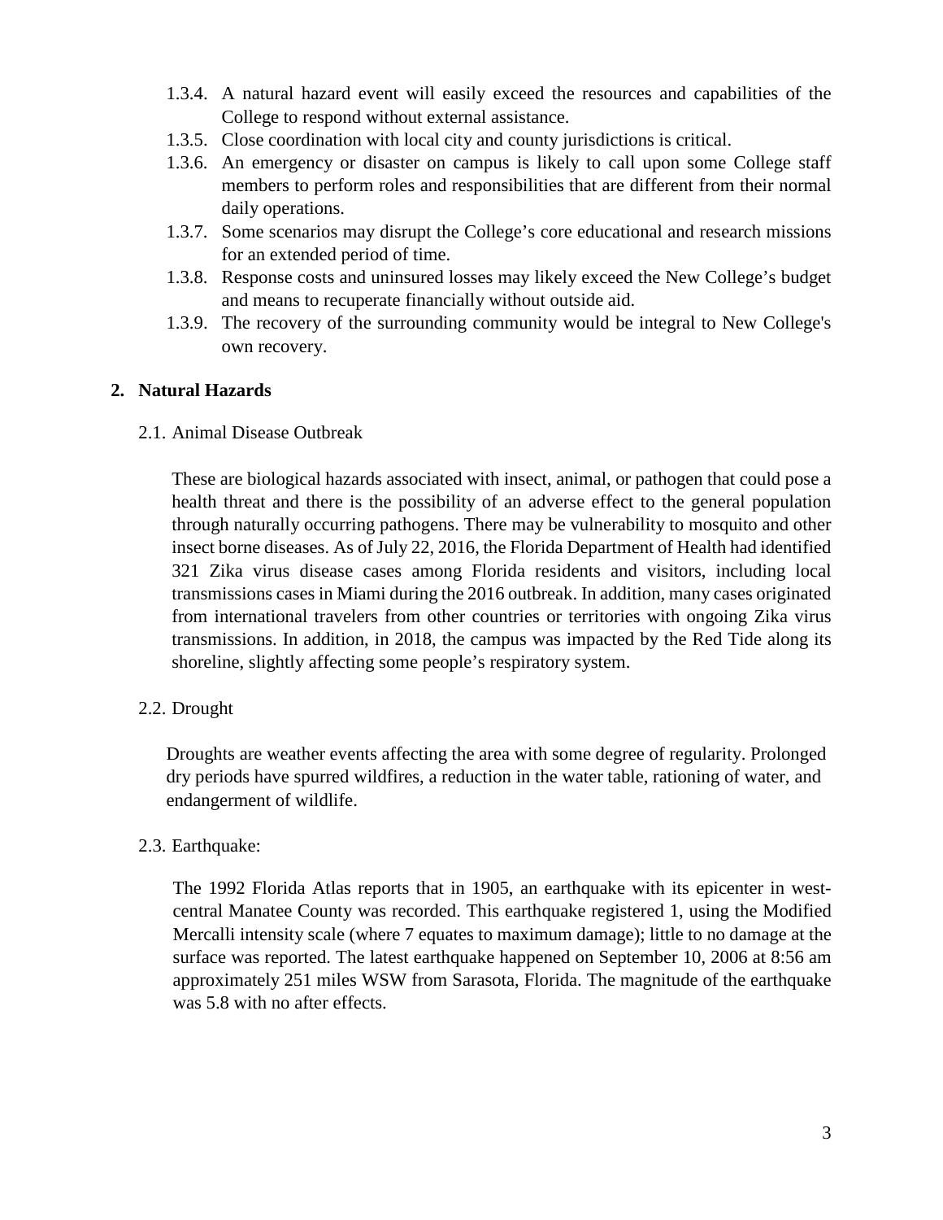1.3.4. A natural hazard event will easily exceed the resources and capabilities of the College to respond without external assistance.

1.3.5. Close coordination with local city and county jurisdictions is critical.

1.3.6. An emergency or disaster on campus is likely to call upon some College staff members to perform roles and responsibilities that are different from their normal daily operations.

1.3.7. Some scenarios may disrupt the College's core educational and research missions for an extended period of time.

1.3.8. Response costs and uninsured losses may likely exceed the New College's budget and means to recuperate financially without outside aid.

1.3.9. The recovery of the surrounding community would be integral to New College's own recovery.

## 2. Natural Hazards

### 2.1. Animal Disease Outbreak

These are biological hazards associated with insect, animal, or pathogen that could pose a health threat and there is the possibility of an adverse effect to the general population through naturally occurring pathogens. There may be vulnerability to mosquito and other insect borne diseases. As of July 22, 2016, the Florida Department of Health had identified 321 Zika virus disease cases among Florida residents and visitors, including local transmissions cases in Miami during the 2016 outbreak. In addition, many cases originated from international travelers from other countries or territories with ongoing Zika virus transmissions. In addition, in 2018, the campus was impacted by the Red Tide along its shoreline, slightly affecting some people's respiratory system.

### 2.2. Drought

Droughts are weather events affecting the area with some degree of regularity. Prolonged dry periods have spurred wildfires, a reduction in the water table, rationing of water, and endangerment of wildlife.

### 2.3. Earthquake:

The 1992 Florida Atlas reports that in 1905, an earthquake with its epicenter in west-central Manatee County was recorded. This earthquake registered 1, using the Modified Mercalli intensity scale (where 7 equates to maximum damage); little to no damage at the surface was reported. The latest earthquake happened on September 10, 2006 at 8:56 am approximately 251 miles WSW from Sarasota, Florida. The magnitude of the earthquake was 5.8 with no after effects.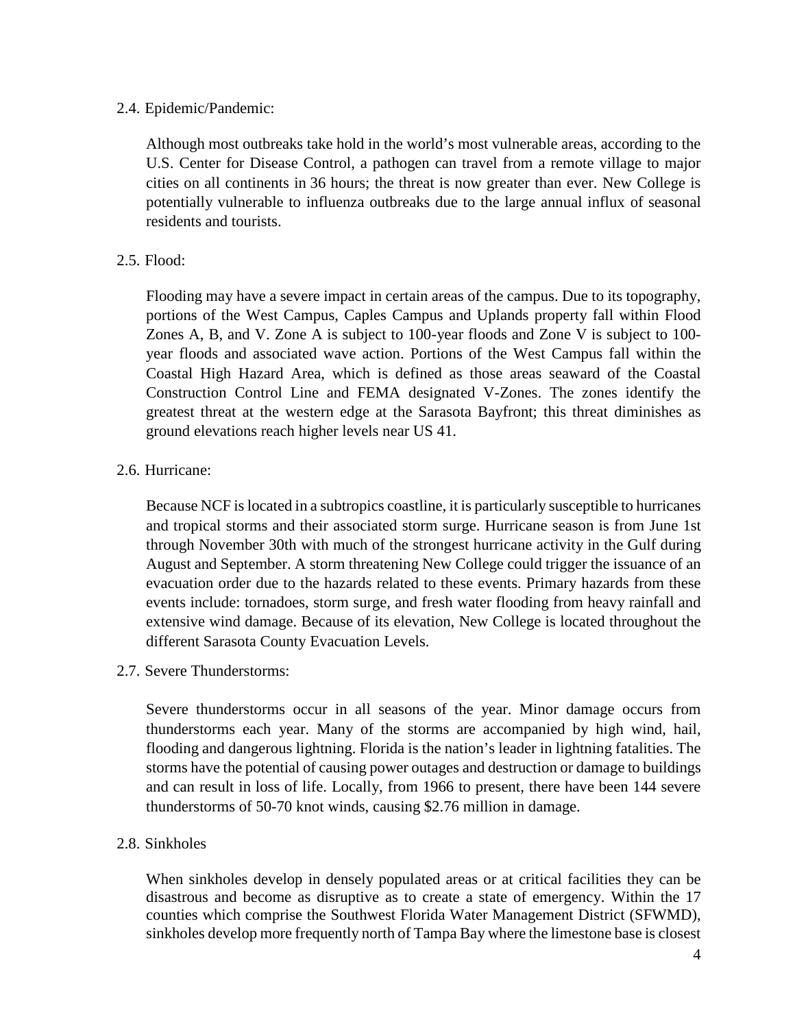2.4. Epidemic/Pandemic:

Although most outbreaks take hold in the world's most vulnerable areas, according to the U.S. Center for Disease Control, a pathogen can travel from a remote village to major cities on all continents in 36 hours; the threat is now greater than ever. New College is potentially vulnerable to influenza outbreaks due to the large annual influx of seasonal residents and tourists.

2.5. Flood:

Flooding may have a severe impact in certain areas of the campus. Due to its topography, portions of the West Campus, Caples Campus and Uplands property fall within Flood Zones A, B, and V. Zone A is subject to 100-year floods and Zone V is subject to 100-year floods and associated wave action. Portions of the West Campus fall within the Coastal High Hazard Area, which is defined as those areas seaward of the Coastal Construction Control Line and FEMA designated V-Zones. The zones identify the greatest threat at the western edge at the Sarasota Bayfront; this threat diminishes as ground elevations reach higher levels near US 41.

2.6. Hurricane:

Because NCF is located in a subtropics coastline, it is particularly susceptible to hurricanes and tropical storms and their associated storm surge. Hurricane season is from June 1st through November 30th with much of the strongest hurricane activity in the Gulf during August and September. A storm threatening New College could trigger the issuance of an evacuation order due to the hazards related to these events. Primary hazards from these events include: tornadoes, storm surge, and fresh water flooding from heavy rainfall and extensive wind damage. Because of its elevation, New College is located throughout the different Sarasota County Evacuation Levels.

2.7. Severe Thunderstorms:

Severe thunderstorms occur in all seasons of the year. Minor damage occurs from thunderstorms each year. Many of the storms are accompanied by high wind, hail, flooding and dangerous lightning. Florida is the nation's leader in lightning fatalities. The storms have the potential of causing power outages and destruction or damage to buildings and can result in loss of life. Locally, from 1966 to present, there have been 144 severe thunderstorms of 50-70 knot winds, causing $2.76 million in damage.

2.8. Sinkholes

When sinkholes develop in densely populated areas or at critical facilities they can be disastrous and become as disruptive as to create a state of emergency. Within the 17 counties which comprise the Southwest Florida Water Management District (SFWMD), sinkholes develop more frequently north of Tampa Bay where the limestone base is closest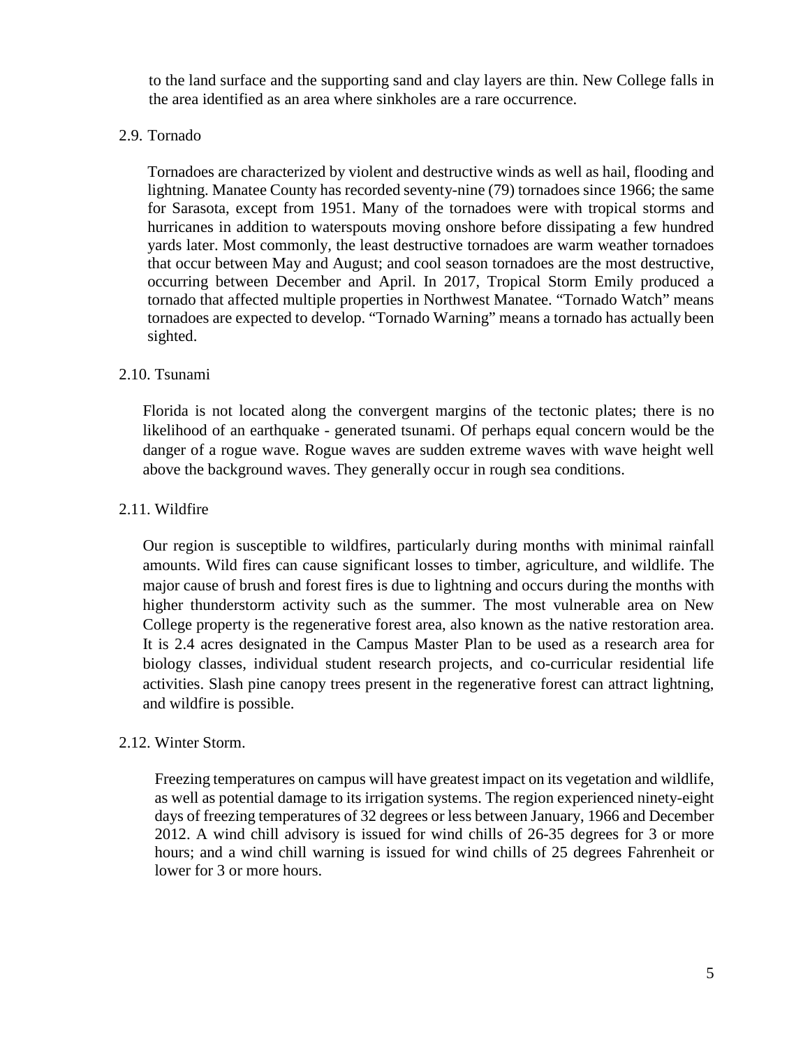to the land surface and the supporting sand and clay layers are thin. New College falls in the area identified as an area where sinkholes are a rare occurrence.

### 2.9. Tornado

Tornadoes are characterized by violent and destructive winds as well as hail, flooding and lightning. Manatee County has recorded seventy-nine (79) tornadoes since 1966; the same for Sarasota, except from 1951. Many of the tornadoes were with tropical storms and hurricanes in addition to waterspouts moving onshore before dissipating a few hundred yards later. Most commonly, the least destructive tornadoes are warm weather tornadoes that occur between May and August; and cool season tornadoes are the most destructive, occurring between December and April. In 2017, Tropical Storm Emily produced a tornado that affected multiple properties in Northwest Manatee. "Tornado Watch" means tornadoes are expected to develop. "Tornado Warning" means a tornado has actually been sighted.

### 2.10. Tsunami

Florida is not located along the convergent margins of the tectonic plates; there is no likelihood of an earthquake - generated tsunami. Of perhaps equal concern would be the danger of a rogue wave. Rogue waves are sudden extreme waves with wave height well above the background waves. They generally occur in rough sea conditions.

### 2.11. Wildfire

Our region is susceptible to wildfires, particularly during months with minimal rainfall amounts. Wild fires can cause significant losses to timber, agriculture, and wildlife. The major cause of brush and forest fires is due to lightning and occurs during the months with higher thunderstorm activity such as the summer. The most vulnerable area on New College property is the regenerative forest area, also known as the native restoration area. It is 2.4 acres designated in the Campus Master Plan to be used as a research area for biology classes, individual student research projects, and co-curricular residential life activities. Slash pine canopy trees present in the regenerative forest can attract lightning, and wildfire is possible.

### 2.12. Winter Storm.

Freezing temperatures on campus will have greatest impact on its vegetation and wildlife, as well as potential damage to its irrigation systems. The region experienced ninety-eight days of freezing temperatures of 32 degrees or less between January, 1966 and December 2012. A wind chill advisory is issued for wind chills of 26-35 degrees for 3 or more hours; and a wind chill warning is issued for wind chills of 25 degrees Fahrenheit or lower for 3 or more hours.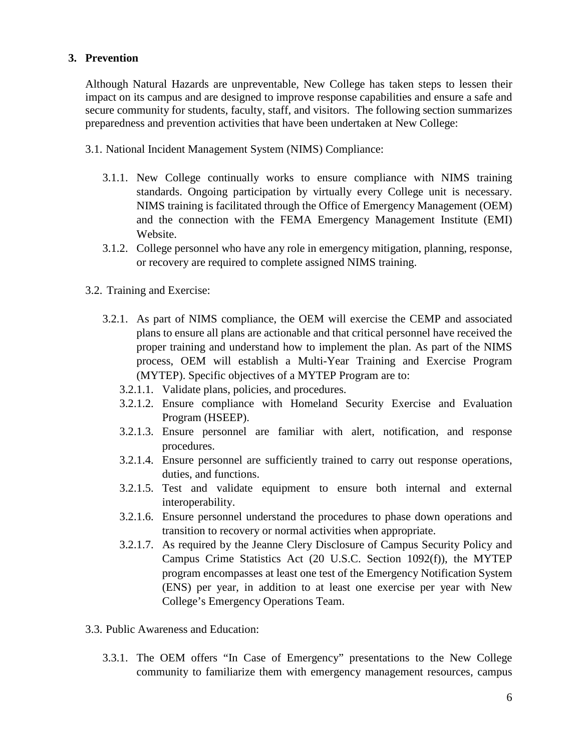## 3. Prevention

Although Natural Hazards are unpreventable, New College has taken steps to lessen their impact on its campus and are designed to improve response capabilities and ensure a safe and secure community for students, faculty, staff, and visitors. The following section summarizes preparedness and prevention activities that have been undertaken at New College:

3.1. National Incident Management System (NIMS) Compliance:

- 3.1.1. New College continually works to ensure compliance with NIMS training standards. Ongoing participation by virtually every College unit is necessary. NIMS training is facilitated through the Office of Emergency Management (OEM) and the connection with the FEMA Emergency Management Institute (EMI) Website.
- 3.1.2. College personnel who have any role in emergency mitigation, planning, response, or recovery are required to complete assigned NIMS training.

3.2. Training and Exercise:

- 3.2.1. As part of NIMS compliance, the OEM will exercise the CEMP and associated plans to ensure all plans are actionable and that critical personnel have received the proper training and understand how to implement the plan. As part of the NIMS process, OEM will establish a Multi-Year Training and Exercise Program (MYTEP). Specific objectives of a MYTEP Program are to:
  - 3.2.1.1. Validate plans, policies, and procedures.
  - 3.2.1.2. Ensure compliance with Homeland Security Exercise and Evaluation Program (HSEEP).
  - 3.2.1.3. Ensure personnel are familiar with alert, notification, and response procedures.
  - 3.2.1.4. Ensure personnel are sufficiently trained to carry out response operations, duties, and functions.
  - 3.2.1.5. Test and validate equipment to ensure both internal and external interoperability.
  - 3.2.1.6. Ensure personnel understand the procedures to phase down operations and transition to recovery or normal activities when appropriate.
  - 3.2.1.7. As required by the Jeanne Clery Disclosure of Campus Security Policy and Campus Crime Statistics Act (20 U.S.C. Section 1092(f)), the MYTEP program encompasses at least one test of the Emergency Notification System (ENS) per year, in addition to at least one exercise per year with New College's Emergency Operations Team.

3.3. Public Awareness and Education:

- 3.3.1. The OEM offers "In Case of Emergency" presentations to the New College community to familiarize them with emergency management resources, campus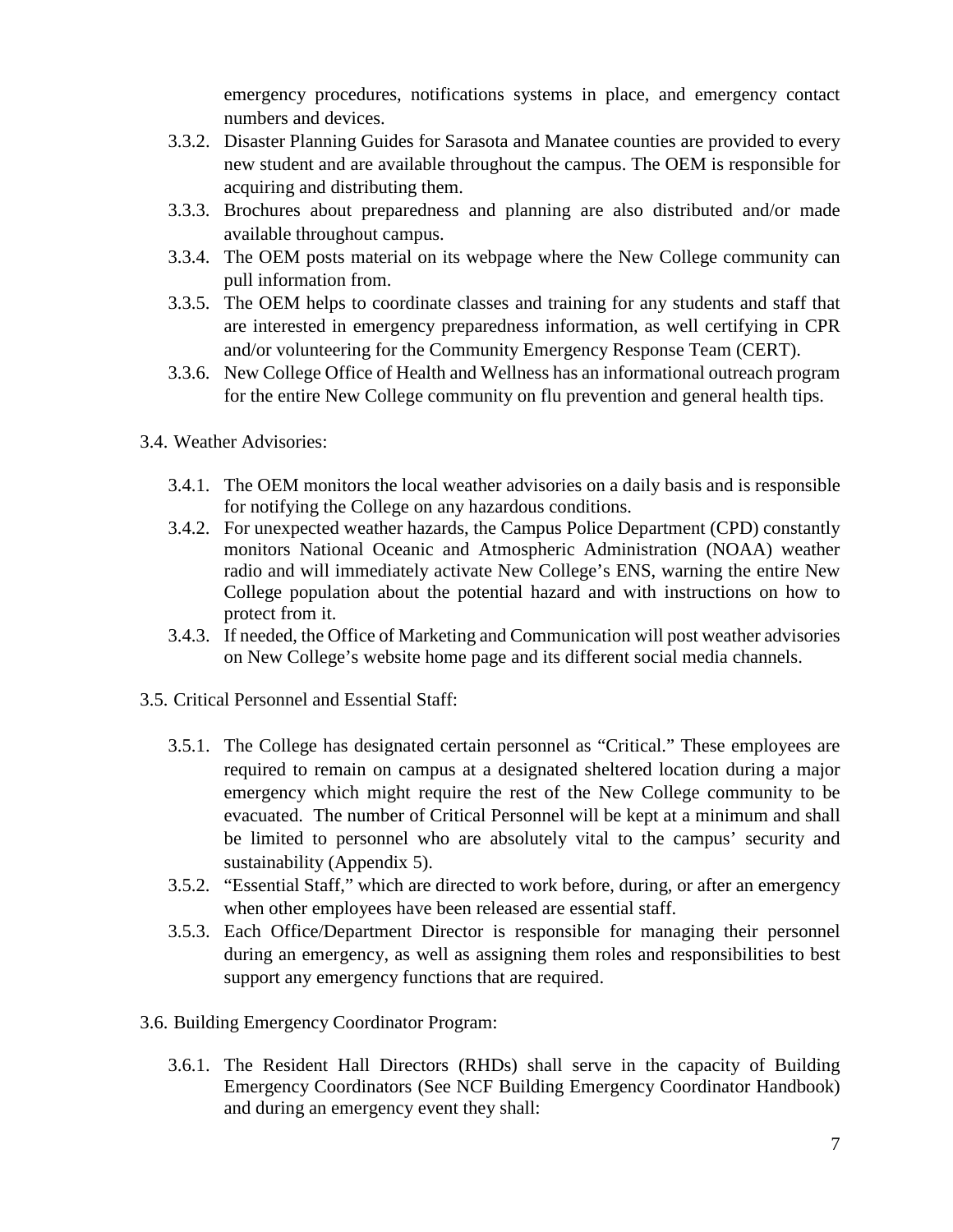emergency procedures, notifications systems in place, and emergency contact numbers and devices.

- 3.3.2. Disaster Planning Guides for Sarasota and Manatee counties are provided to every new student and are available throughout the campus. The OEM is responsible for acquiring and distributing them.
- 3.3.3. Brochures about preparedness and planning are also distributed and/or made available throughout campus.
- 3.3.4. The OEM posts material on its webpage where the New College community can pull information from.
- 3.3.5. The OEM helps to coordinate classes and training for any students and staff that are interested in emergency preparedness information, as well certifying in CPR and/or volunteering for the Community Emergency Response Team (CERT).
- 3.3.6. New College Office of Health and Wellness has an informational outreach program for the entire New College community on flu prevention and general health tips.

3.4. Weather Advisories:

- 3.4.1. The OEM monitors the local weather advisories on a daily basis and is responsible for notifying the College on any hazardous conditions.
- 3.4.2. For unexpected weather hazards, the Campus Police Department (CPD) constantly monitors National Oceanic and Atmospheric Administration (NOAA) weather radio and will immediately activate New College's ENS, warning the entire New College population about the potential hazard and with instructions on how to protect from it.
- 3.4.3. If needed, the Office of Marketing and Communication will post weather advisories on New College's website home page and its different social media channels.

3.5. Critical Personnel and Essential Staff:

- 3.5.1. The College has designated certain personnel as "Critical." These employees are required to remain on campus at a designated sheltered location during a major emergency which might require the rest of the New College community to be evacuated. The number of Critical Personnel will be kept at a minimum and shall be limited to personnel who are absolutely vital to the campus' security and sustainability (Appendix 5).
- 3.5.2. "Essential Staff," which are directed to work before, during, or after an emergency when other employees have been released are essential staff.
- 3.5.3. Each Office/Department Director is responsible for managing their personnel during an emergency, as well as assigning them roles and responsibilities to best support any emergency functions that are required.

3.6. Building Emergency Coordinator Program:

- 3.6.1. The Resident Hall Directors (RHDs) shall serve in the capacity of Building Emergency Coordinators (See NCF Building Emergency Coordinator Handbook) and during an emergency event they shall: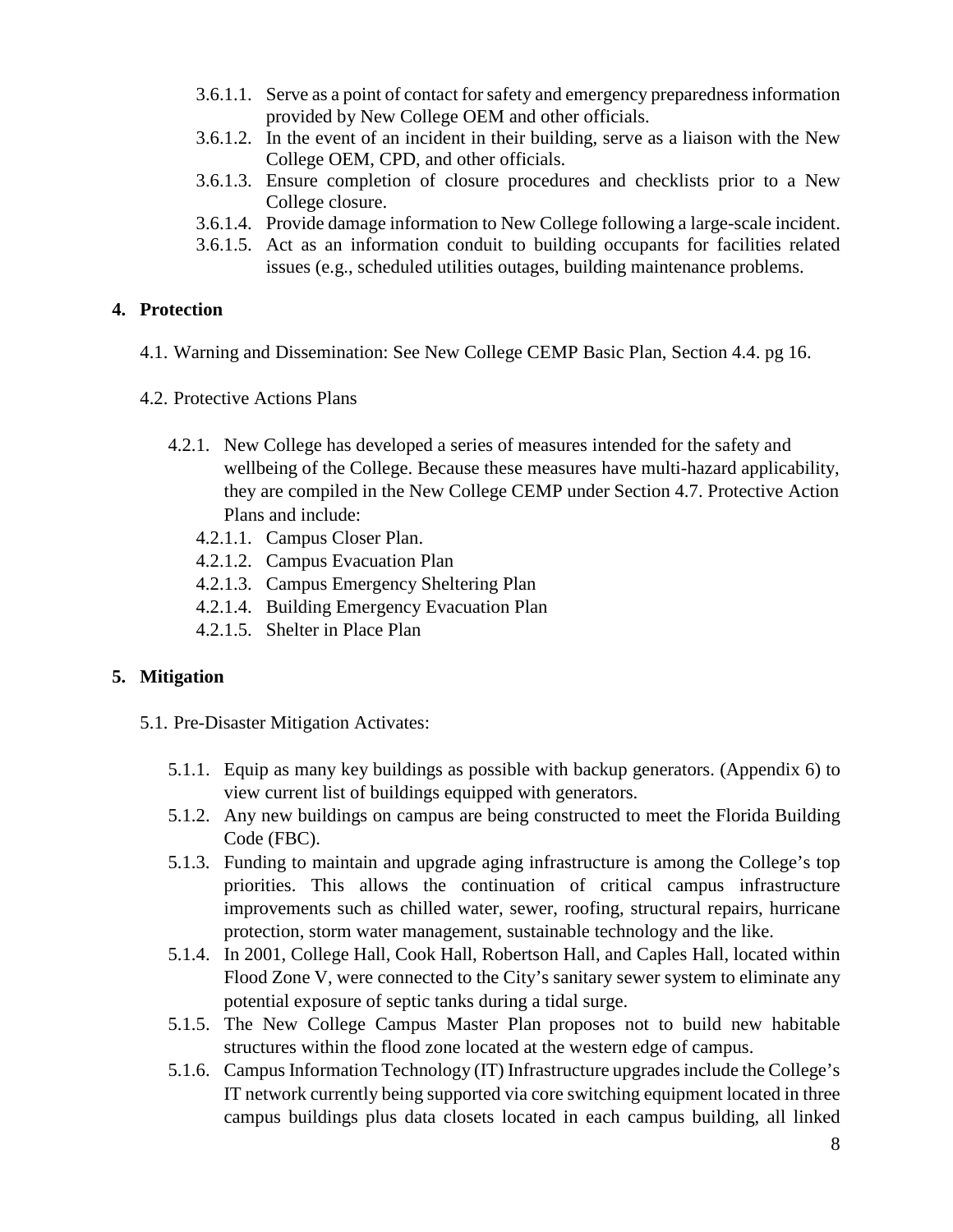3.6.1.1. Serve as a point of contact for safety and emergency preparedness information provided by New College OEM and other officials.

3.6.1.2. In the event of an incident in their building, serve as a liaison with the New College OEM, CPD, and other officials.

3.6.1.3. Ensure completion of closure procedures and checklists prior to a New College closure.

3.6.1.4. Provide damage information to New College following a large-scale incident.

3.6.1.5. Act as an information conduit to building occupants for facilities related issues (e.g., scheduled utilities outages, building maintenance problems.

## 4. Protection

4.1. Warning and Dissemination: See New College CEMP Basic Plan, Section 4.4. pg 16.

4.2. Protective Actions Plans

4.2.1. New College has developed a series of measures intended for the safety and wellbeing of the College. Because these measures have multi-hazard applicability, they are compiled in the New College CEMP under Section 4.7. Protective Action Plans and include:

4.2.1.1. Campus Closer Plan.

4.2.1.2. Campus Evacuation Plan

4.2.1.3. Campus Emergency Sheltering Plan

4.2.1.4. Building Emergency Evacuation Plan

4.2.1.5. Shelter in Place Plan

## 5. Mitigation

5.1. Pre-Disaster Mitigation Activates:

5.1.1. Equip as many key buildings as possible with backup generators. (Appendix 6) to view current list of buildings equipped with generators.

5.1.2. Any new buildings on campus are being constructed to meet the Florida Building Code (FBC).

5.1.3. Funding to maintain and upgrade aging infrastructure is among the College's top priorities. This allows the continuation of critical campus infrastructure improvements such as chilled water, sewer, roofing, structural repairs, hurricane protection, storm water management, sustainable technology and the like.

5.1.4. In 2001, College Hall, Cook Hall, Robertson Hall, and Caples Hall, located within Flood Zone V, were connected to the City's sanitary sewer system to eliminate any potential exposure of septic tanks during a tidal surge.

5.1.5. The New College Campus Master Plan proposes not to build new habitable structures within the flood zone located at the western edge of campus.

5.1.6. Campus Information Technology (IT) Infrastructure upgrades include the College's IT network currently being supported via core switching equipment located in three campus buildings plus data closets located in each campus building, all linked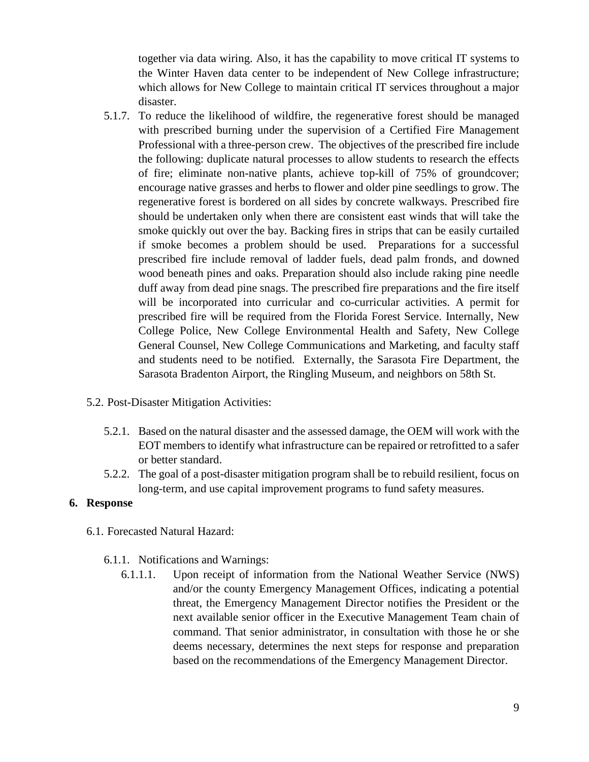together via data wiring. Also, it has the capability to move critical IT systems to the Winter Haven data center to be independent of New College infrastructure; which allows for New College to maintain critical IT services throughout a major disaster.

5.1.7. To reduce the likelihood of wildfire, the regenerative forest should be managed with prescribed burning under the supervision of a Certified Fire Management Professional with a three-person crew. The objectives of the prescribed fire include the following: duplicate natural processes to allow students to research the effects of fire; eliminate non-native plants, achieve top-kill of 75% of groundcover; encourage native grasses and herbs to flower and older pine seedlings to grow. The regenerative forest is bordered on all sides by concrete walkways. Prescribed fire should be undertaken only when there are consistent east winds that will take the smoke quickly out over the bay. Backing fires in strips that can be easily curtailed if smoke becomes a problem should be used. Preparations for a successful prescribed fire include removal of ladder fuels, dead palm fronds, and downed wood beneath pines and oaks. Preparation should also include raking pine needle duff away from dead pine snags. The prescribed fire preparations and the fire itself will be incorporated into curricular and co-curricular activities. A permit for prescribed fire will be required from the Florida Forest Service. Internally, New College Police, New College Environmental Health and Safety, New College General Counsel, New College Communications and Marketing, and faculty staff and students need to be notified. Externally, the Sarasota Fire Department, the Sarasota Bradenton Airport, the Ringling Museum, and neighbors on 58th St.

5.2. Post-Disaster Mitigation Activities:

5.2.1. Based on the natural disaster and the assessed damage, the OEM will work with the EOT members to identify what infrastructure can be repaired or retrofitted to a safer or better standard.

5.2.2. The goal of a post-disaster mitigation program shall be to rebuild resilient, focus on long-term, and use capital improvement programs to fund safety measures.

## 6. Response

6.1. Forecasted Natural Hazard:

6.1.1. Notifications and Warnings:

6.1.1.1. Upon receipt of information from the National Weather Service (NWS) and/or the county Emergency Management Offices, indicating a potential threat, the Emergency Management Director notifies the President or the next available senior officer in the Executive Management Team chain of command. That senior administrator, in consultation with those he or she deems necessary, determines the next steps for response and preparation based on the recommendations of the Emergency Management Director.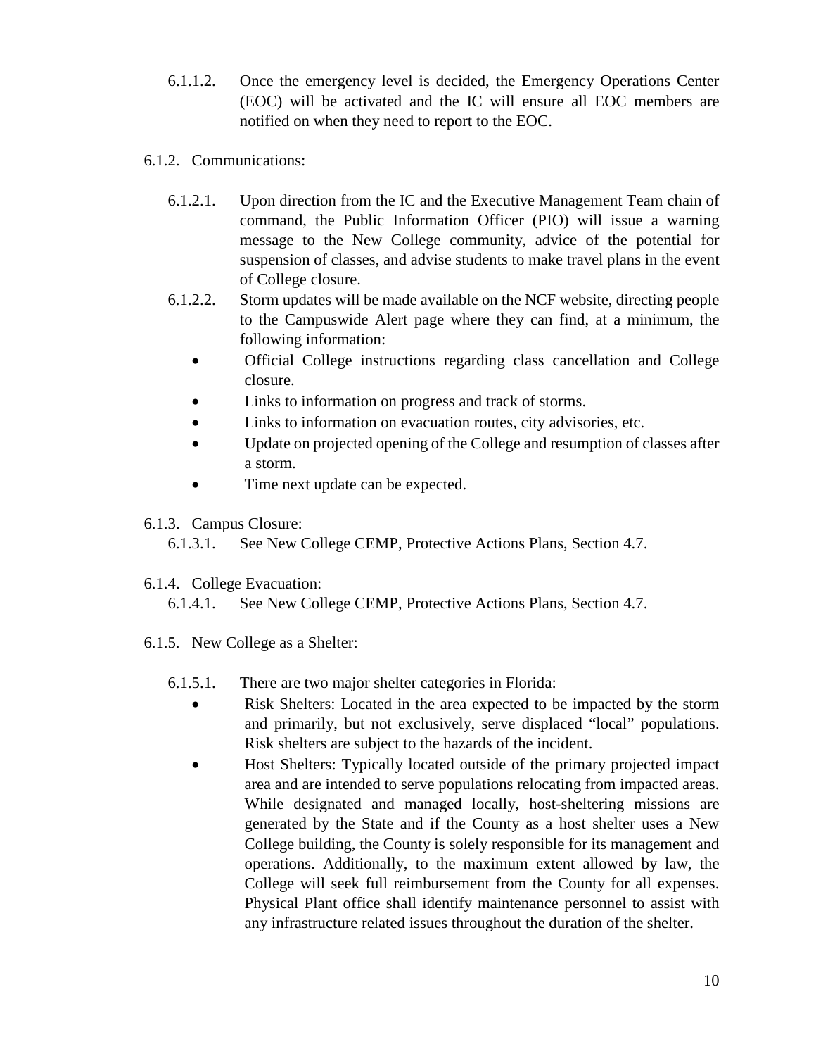6.1.1.2. Once the emergency level is decided, the Emergency Operations Center (EOC) will be activated and the IC will ensure all EOC members are notified on when they need to report to the EOC.

6.1.2. Communications:

6.1.2.1. Upon direction from the IC and the Executive Management Team chain of command, the Public Information Officer (PIO) will issue a warning message to the New College community, advice of the potential for suspension of classes, and advise students to make travel plans in the event of College closure.

6.1.2.2. Storm updates will be made available on the NCF website, directing people to the Campuswide Alert page where they can find, at a minimum, the following information:

- Official College instructions regarding class cancellation and College closure.
- Links to information on progress and track of storms.
- Links to information on evacuation routes, city advisories, etc.
- Update on projected opening of the College and resumption of classes after a storm.
- Time next update can be expected.

6.1.3. Campus Closure:

6.1.3.1. See New College CEMP, Protective Actions Plans, Section 4.7.

6.1.4. College Evacuation:

6.1.4.1. See New College CEMP, Protective Actions Plans, Section 4.7.

6.1.5. New College as a Shelter:

6.1.5.1. There are two major shelter categories in Florida:

- Risk Shelters: Located in the area expected to be impacted by the storm and primarily, but not exclusively, serve displaced "local" populations. Risk shelters are subject to the hazards of the incident.
- Host Shelters: Typically located outside of the primary projected impact area and are intended to serve populations relocating from impacted areas. While designated and managed locally, host-sheltering missions are generated by the State and if the County as a host shelter uses a New College building, the County is solely responsible for its management and operations. Additionally, to the maximum extent allowed by law, the College will seek full reimbursement from the County for all expenses. Physical Plant office shall identify maintenance personnel to assist with any infrastructure related issues throughout the duration of the shelter.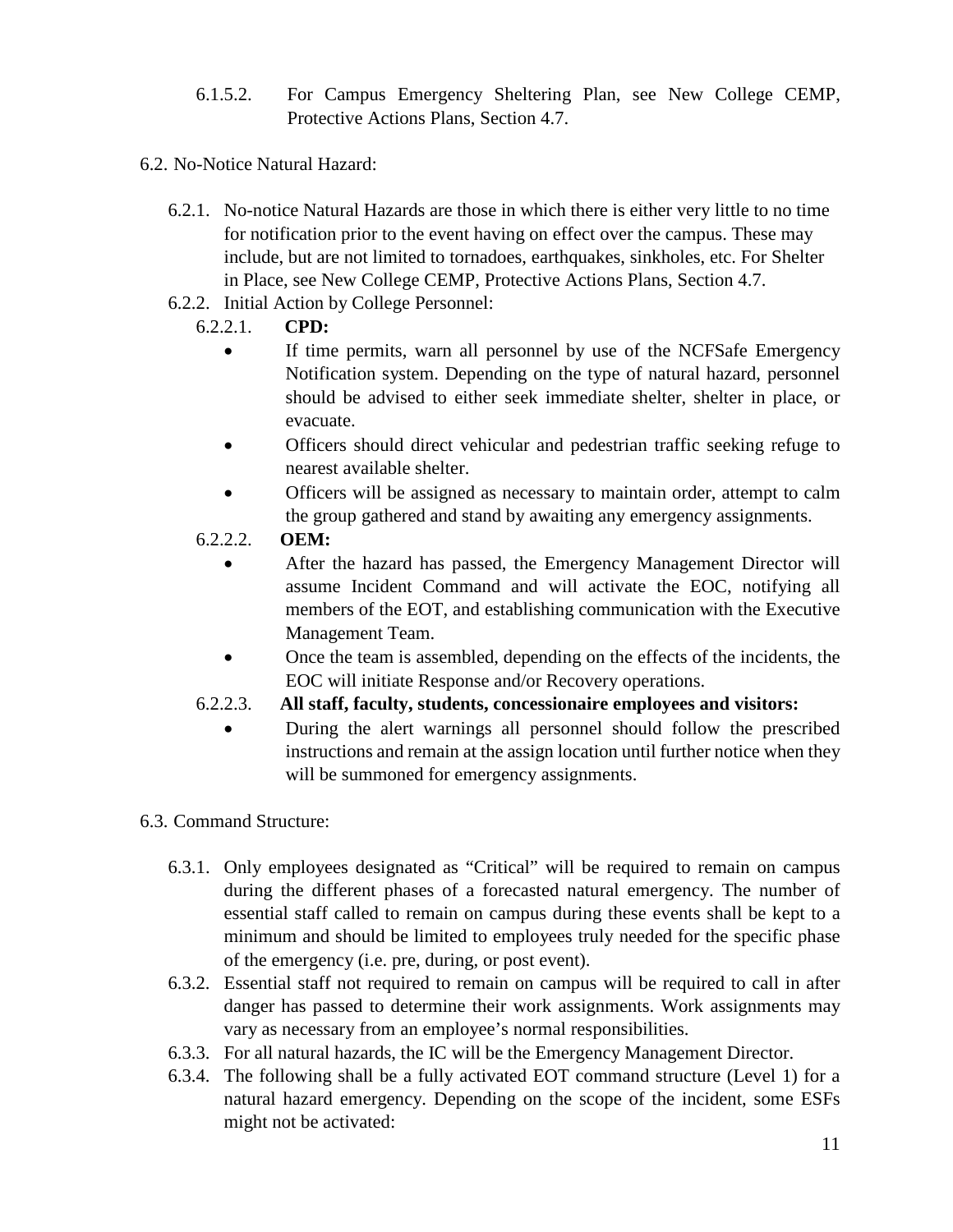6.1.5.2. For Campus Emergency Sheltering Plan, see New College CEMP, Protective Actions Plans, Section 4.7.

6.2. No-Notice Natural Hazard:

6.2.1. No-notice Natural Hazards are those in which there is either very little to no time for notification prior to the event having on effect over the campus. These may include, but are not limited to tornadoes, earthquakes, sinkholes, etc. For Shelter in Place, see New College CEMP, Protective Actions Plans, Section 4.7.

6.2.2. Initial Action by College Personnel:

6.2.2.1. **CPD:**

- If time permits, warn all personnel by use of the NCFSafe Emergency Notification system. Depending on the type of natural hazard, personnel should be advised to either seek immediate shelter, shelter in place, or evacuate.
- Officers should direct vehicular and pedestrian traffic seeking refuge to nearest available shelter.
- Officers will be assigned as necessary to maintain order, attempt to calm the group gathered and stand by awaiting any emergency assignments.

6.2.2.2. **OEM:**

- After the hazard has passed, the Emergency Management Director will assume Incident Command and will activate the EOC, notifying all members of the EOT, and establishing communication with the Executive Management Team.
- Once the team is assembled, depending on the effects of the incidents, the EOC will initiate Response and/or Recovery operations.

6.2.2.3. **All staff, faculty, students, concessionaire employees and visitors:**

- During the alert warnings all personnel should follow the prescribed instructions and remain at the assign location until further notice when they will be summoned for emergency assignments.

6.3. Command Structure:

6.3.1. Only employees designated as “Critical” will be required to remain on campus during the different phases of a forecasted natural emergency. The number of essential staff called to remain on campus during these events shall be kept to a minimum and should be limited to employees truly needed for the specific phase of the emergency (i.e. pre, during, or post event).

6.3.2. Essential staff not required to remain on campus will be required to call in after danger has passed to determine their work assignments. Work assignments may vary as necessary from an employee’s normal responsibilities.

6.3.3. For all natural hazards, the IC will be the Emergency Management Director.

6.3.4. The following shall be a fully activated EOT command structure (Level 1) for a natural hazard emergency. Depending on the scope of the incident, some ESFs might not be activated: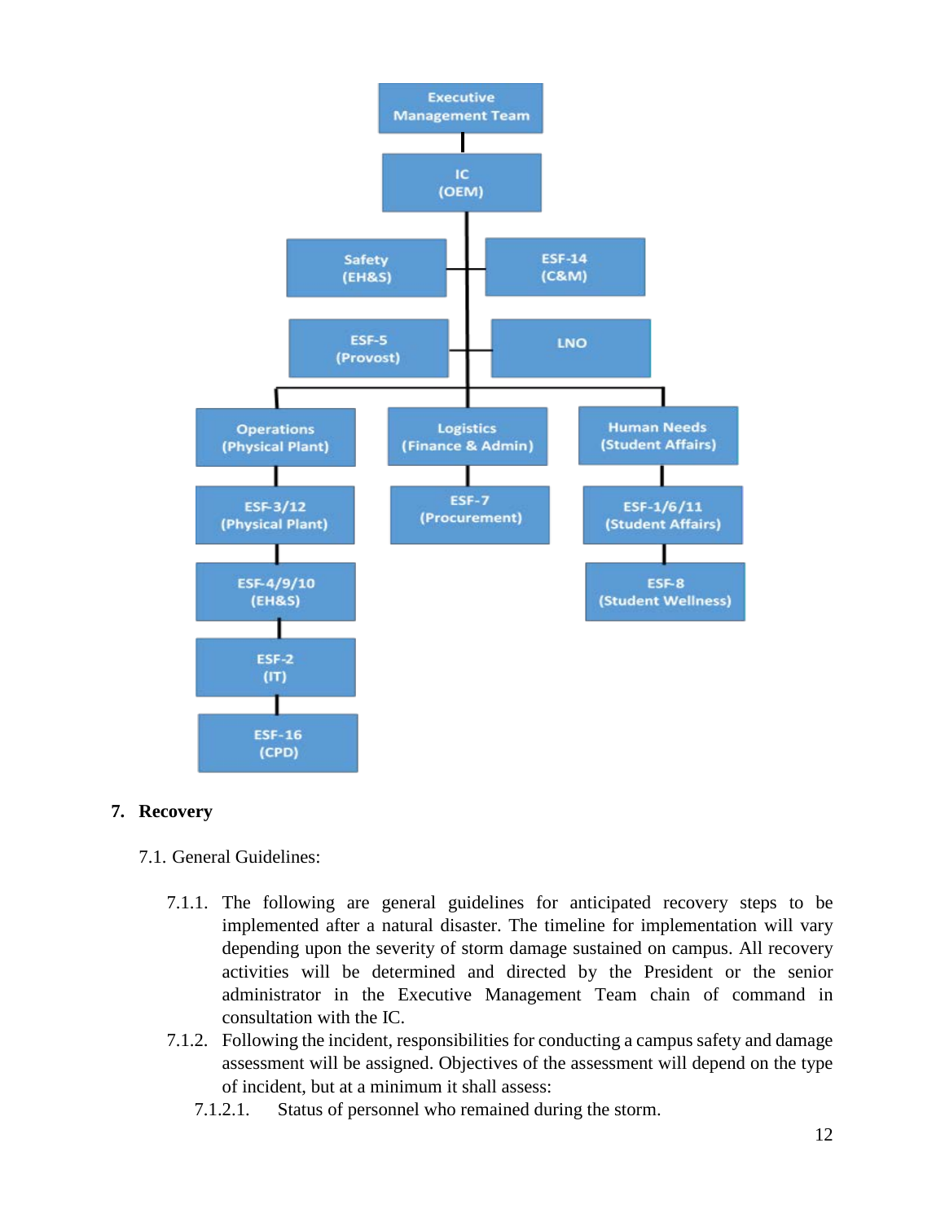- Executive Management Team
  - IC (OEM)
    - Safety (EH&S)
    - ESF-14 (C&M)
    - ESF-5 (Provost)
    - LNO
    - Operations (Physical Plant)
      - ESF-3/12 (Physical Plant)
        - ESF-4/9/10 (EH&S)
          - ESF-2 (IT)
            - ESF-16 (CPD)
    - Logistics (Finance & Admin)
      - ESF-7 (Procurement)
    - Human Needs (Student Affairs)
      - ESF-1/6/11 (Student Affairs)
        - ESF-8 (Student Wellness)

## 7. Recovery

7.1. General Guidelines:

7.1.1. The following are general guidelines for anticipated recovery steps to be implemented after a natural disaster. The timeline for implementation will vary depending upon the severity of storm damage sustained on campus. All recovery activities will be determined and directed by the President or the senior administrator in the Executive Management Team chain of command in consultation with the IC.

7.1.2. Following the incident, responsibilities for conducting a campus safety and damage assessment will be assigned. Objectives of the assessment will depend on the type of incident, but at a minimum it shall assess:

7.1.2.1. Status of personnel who remained during the storm.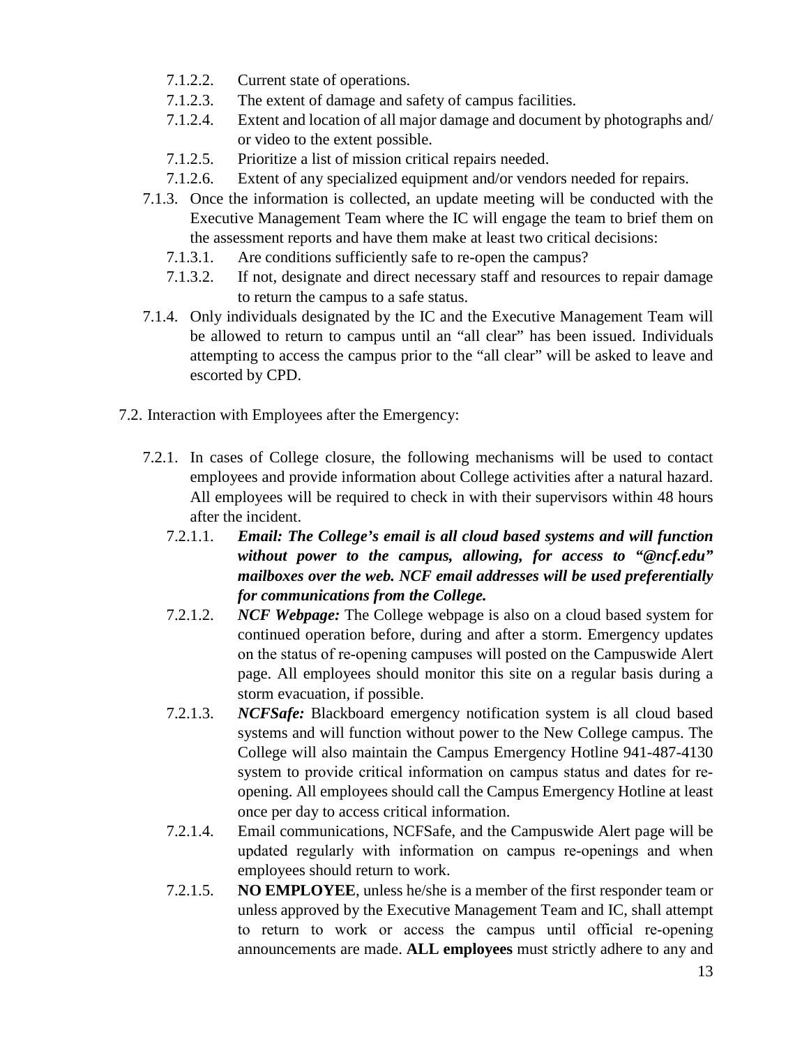- 7.1.2.2. Current state of operations.
- 7.1.2.3. The extent of damage and safety of campus facilities.
- 7.1.2.4. Extent and location of all major damage and document by photographs and/ or video to the extent possible.
- 7.1.2.5. Prioritize a list of mission critical repairs needed.
- 7.1.2.6. Extent of any specialized equipment and/or vendors needed for repairs.

7.1.3. Once the information is collected, an update meeting will be conducted with the Executive Management Team where the IC will engage the team to brief them on the assessment reports and have them make at least two critical decisions:

- 7.1.3.1. Are conditions sufficiently safe to re-open the campus?
- 7.1.3.2. If not, designate and direct necessary staff and resources to repair damage to return the campus to a safe status.

7.1.4. Only individuals designated by the IC and the Executive Management Team will be allowed to return to campus until an "all clear" has been issued. Individuals attempting to access the campus prior to the "all clear" will be asked to leave and escorted by CPD.

7.2. Interaction with Employees after the Emergency:

7.2.1. In cases of College closure, the following mechanisms will be used to contact employees and provide information about College activities after a natural hazard. All employees will be required to check in with their supervisors within 48 hours after the incident.

- 7.2.1.1. ***Email: The College's email is all cloud based systems and will function without power to the campus, allowing, for access to "@ncf.edu" mailboxes over the web. NCF email addresses will be used preferentially for communications from the College.***
- 7.2.1.2. ***NCF Webpage:*** The College webpage is also on a cloud based system for continued operation before, during and after a storm. Emergency updates on the status of re-opening campuses will posted on the Campuswide Alert page. All employees should monitor this site on a regular basis during a storm evacuation, if possible.
- 7.2.1.3. ***NCFSafe:*** Blackboard emergency notification system is all cloud based systems and will function without power to the New College campus. The College will also maintain the Campus Emergency Hotline 941-487-4130 system to provide critical information on campus status and dates for re-opening. All employees should call the Campus Emergency Hotline at least once per day to access critical information.
- 7.2.1.4. Email communications, NCFSafe, and the Campuswide Alert page will be updated regularly with information on campus re-openings and when employees should return to work.
- 7.2.1.5. **NO EMPLOYEE**, unless he/she is a member of the first responder team or unless approved by the Executive Management Team and IC, shall attempt to return to work or access the campus until official re-opening announcements are made. **ALL employees** must strictly adhere to any and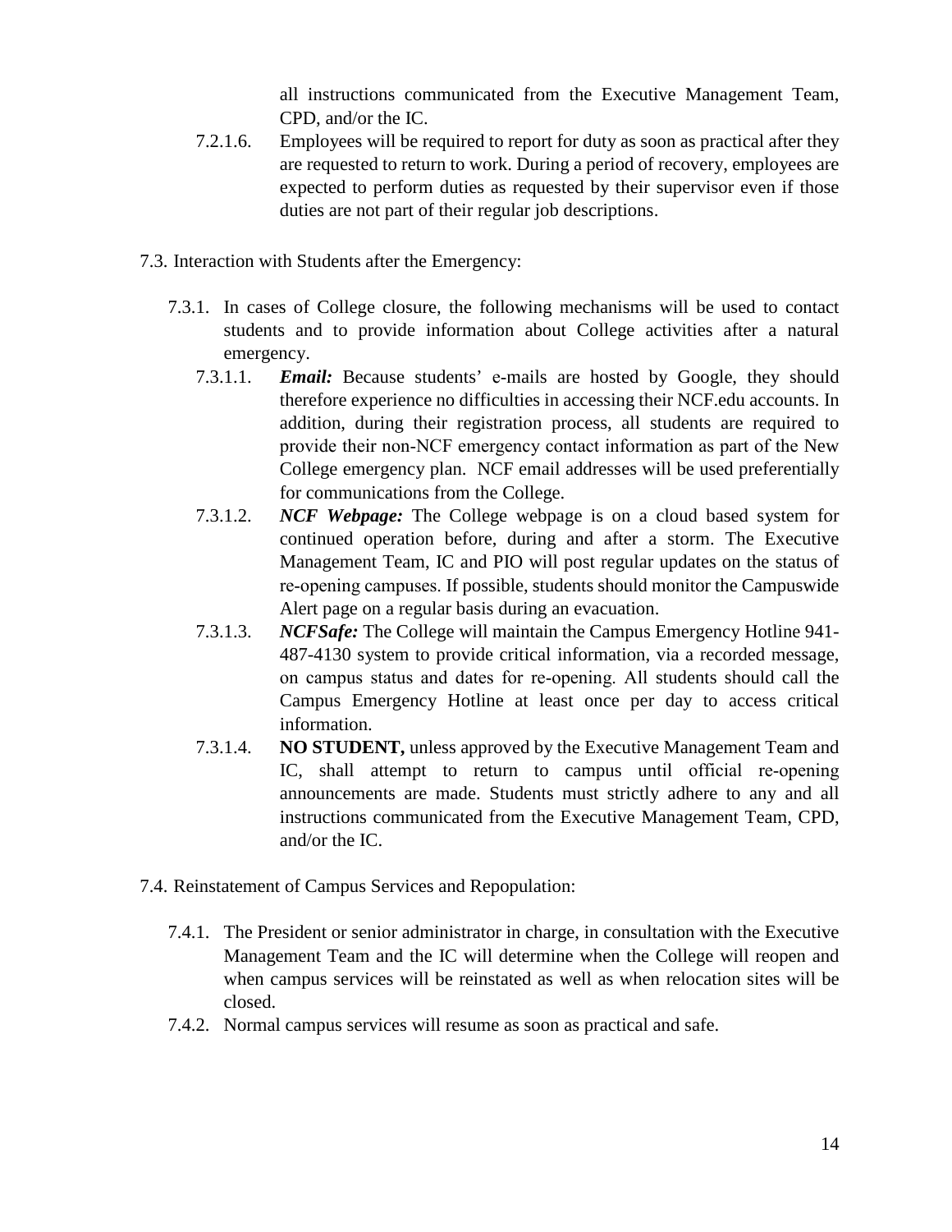all instructions communicated from the Executive Management Team, CPD, and/or the IC.

7.2.1.6. Employees will be required to report for duty as soon as practical after they are requested to return to work. During a period of recovery, employees are expected to perform duties as requested by their supervisor even if those duties are not part of their regular job descriptions.

7.3. Interaction with Students after the Emergency:

7.3.1. In cases of College closure, the following mechanisms will be used to contact students and to provide information about College activities after a natural emergency.

7.3.1.1. ***Email:*** Because students' e-mails are hosted by Google, they should therefore experience no difficulties in accessing their NCF.edu accounts. In addition, during their registration process, all students are required to provide their non-NCF emergency contact information as part of the New College emergency plan. NCF email addresses will be used preferentially for communications from the College.

7.3.1.2. ***NCF Webpage:*** The College webpage is on a cloud based system for continued operation before, during and after a storm. The Executive Management Team, IC and PIO will post regular updates on the status of re-opening campuses. If possible, students should monitor the Campuswide Alert page on a regular basis during an evacuation.

7.3.1.3. ***NCFSafe:*** The College will maintain the Campus Emergency Hotline 941-487-4130 system to provide critical information, via a recorded message, on campus status and dates for re-opening. All students should call the Campus Emergency Hotline at least once per day to access critical information.

7.3.1.4. **NO STUDENT,** unless approved by the Executive Management Team and IC, shall attempt to return to campus until official re-opening announcements are made. Students must strictly adhere to any and all instructions communicated from the Executive Management Team, CPD, and/or the IC.

7.4. Reinstatement of Campus Services and Repopulation:

7.4.1. The President or senior administrator in charge, in consultation with the Executive Management Team and the IC will determine when the College will reopen and when campus services will be reinstated as well as when relocation sites will be closed.

7.4.2. Normal campus services will resume as soon as practical and safe.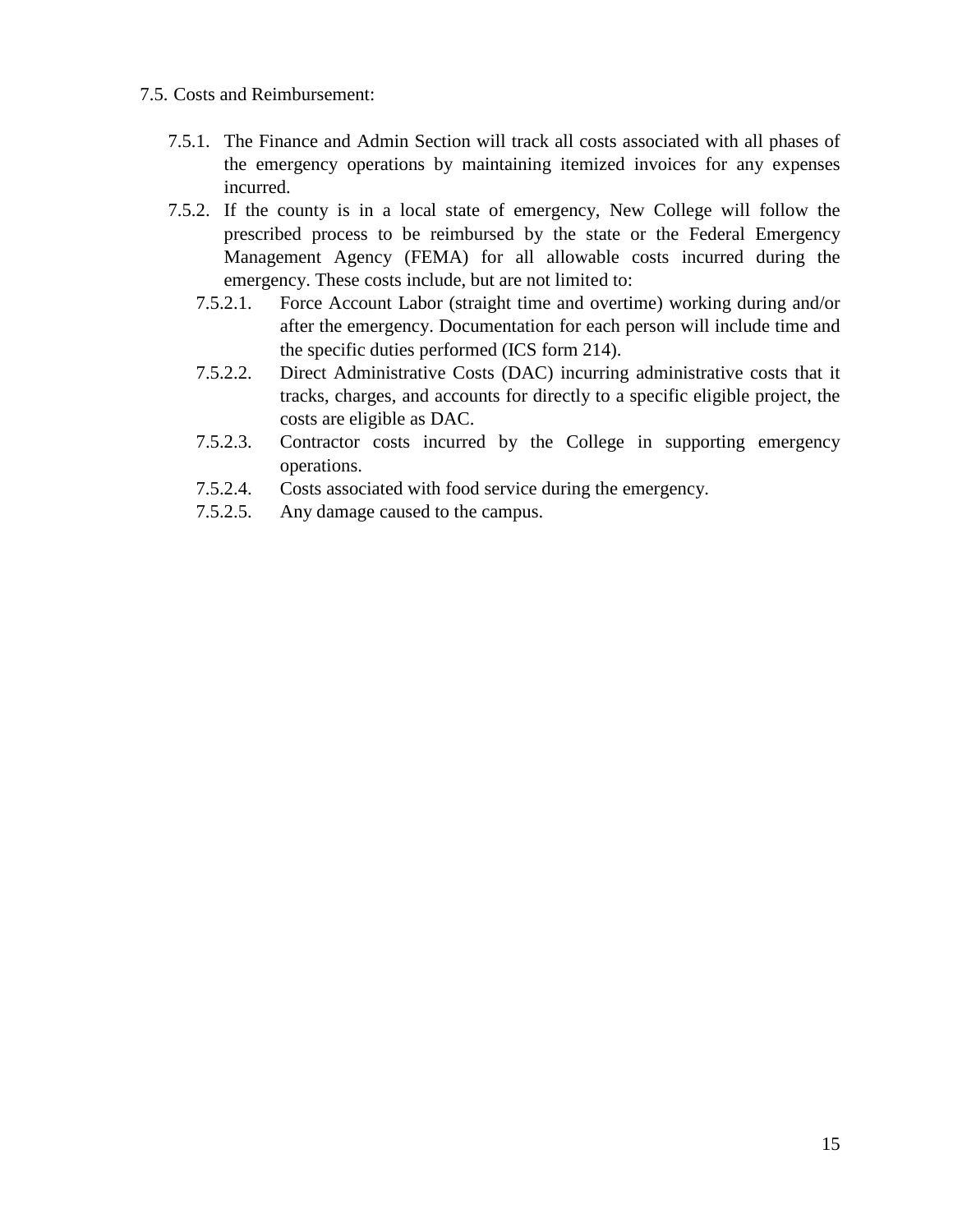7.5. Costs and Reimbursement:

- 7.5.1. The Finance and Admin Section will track all costs associated with all phases of the emergency operations by maintaining itemized invoices for any expenses incurred.
- 7.5.2. If the county is in a local state of emergency, New College will follow the prescribed process to be reimbursed by the state or the Federal Emergency Management Agency (FEMA) for all allowable costs incurred during the emergency. These costs include, but are not limited to:
  - 7.5.2.1. Force Account Labor (straight time and overtime) working during and/or after the emergency. Documentation for each person will include time and the specific duties performed (ICS form 214).
  - 7.5.2.2. Direct Administrative Costs (DAC) incurring administrative costs that it tracks, charges, and accounts for directly to a specific eligible project, the costs are eligible as DAC.
  - 7.5.2.3. Contractor costs incurred by the College in supporting emergency operations.
  - 7.5.2.4. Costs associated with food service during the emergency.
  - 7.5.2.5. Any damage caused to the campus.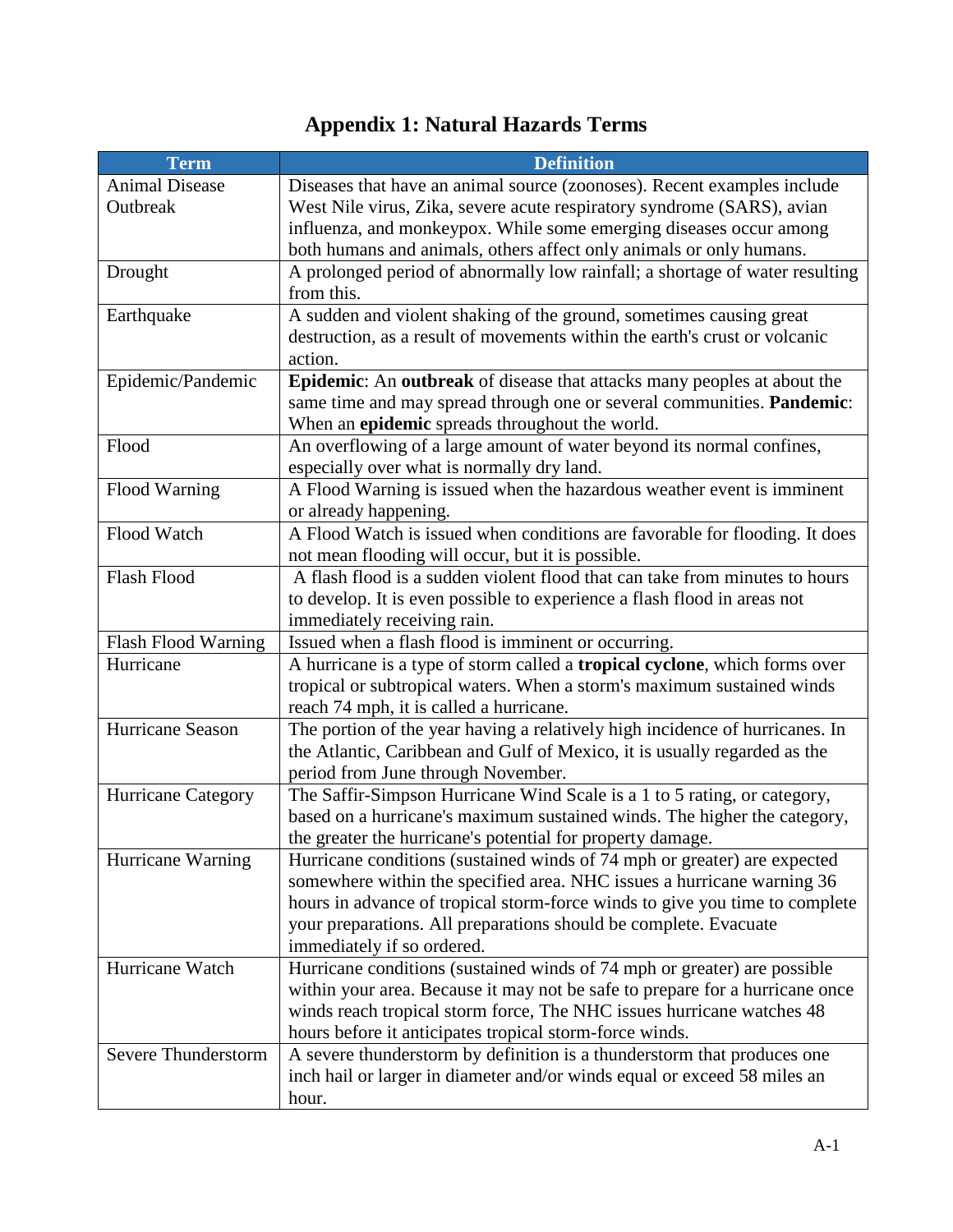# Appendix 1: Natural Hazards Terms

| Term | Definition |
|---|---|
| Animal Disease Outbreak | Diseases that have an animal source (zoonoses). Recent examples include West Nile virus, Zika, severe acute respiratory syndrome (SARS), avian influenza, and monkeypox. While some emerging diseases occur among both humans and animals, others affect only animals or only humans. |
| Drought | A prolonged period of abnormally low rainfall; a shortage of water resulting from this. |
| Earthquake | A sudden and violent shaking of the ground, sometimes causing great destruction, as a result of movements within the earth's crust or volcanic action. |
| Epidemic/Pandemic | **Epidemic**: An **outbreak** of disease that attacks many peoples at about the same time and may spread through one or several communities. **Pandemic**: When an **epidemic** spreads throughout the world. |
| Flood | An overflowing of a large amount of water beyond its normal confines, especially over what is normally dry land. |
| Flood Warning | A Flood Warning is issued when the hazardous weather event is imminent or already happening. |
| Flood Watch | A Flood Watch is issued when conditions are favorable for flooding. It does not mean flooding will occur, but it is possible. |
| Flash Flood | A flash flood is a sudden violent flood that can take from minutes to hours to develop. It is even possible to experience a flash flood in areas not immediately receiving rain. |
| Flash Flood Warning | Issued when a flash flood is imminent or occurring. |
| Hurricane | A hurricane is a type of storm called a **tropical cyclone**, which forms over tropical or subtropical waters. When a storm's maximum sustained winds reach 74 mph, it is called a hurricane. |
| Hurricane Season | The portion of the year having a relatively high incidence of hurricanes. In the Atlantic, Caribbean and Gulf of Mexico, it is usually regarded as the period from June through November. |
| Hurricane Category | The Saffir-Simpson Hurricane Wind Scale is a 1 to 5 rating, or category, based on a hurricane's maximum sustained winds. The higher the category, the greater the hurricane's potential for property damage. |
| Hurricane Warning | Hurricane conditions (sustained winds of 74 mph or greater) are expected somewhere within the specified area. NHC issues a hurricane warning 36 hours in advance of tropical storm-force winds to give you time to complete your preparations. All preparations should be complete. Evacuate immediately if so ordered. |
| Hurricane Watch | Hurricane conditions (sustained winds of 74 mph or greater) are possible within your area. Because it may not be safe to prepare for a hurricane once winds reach tropical storm force, The NHC issues hurricane watches 48 hours before it anticipates tropical storm-force winds. |
| Severe Thunderstorm | A severe thunderstorm by definition is a thunderstorm that produces one inch hail or larger in diameter and/or winds equal or exceed 58 miles an hour. |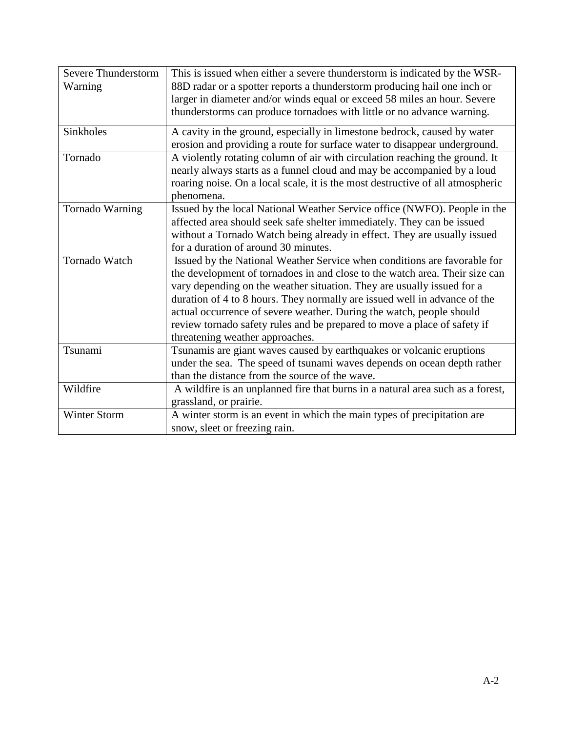| | |
|---|---|
| Severe Thunderstorm Warning | This is issued when either a severe thunderstorm is indicated by the WSR-88D radar or a spotter reports a thunderstorm producing hail one inch or larger in diameter and/or winds equal or exceed 58 miles an hour. Severe thunderstorms can produce tornadoes with little or no advance warning. |
| Sinkholes | A cavity in the ground, especially in limestone bedrock, caused by water erosion and providing a route for surface water to disappear underground. |
| Tornado | A violently rotating column of air with circulation reaching the ground. It nearly always starts as a funnel cloud and may be accompanied by a loud roaring noise. On a local scale, it is the most destructive of all atmospheric phenomena. |
| Tornado Warning | Issued by the local National Weather Service office (NWFO). People in the affected area should seek safe shelter immediately. They can be issued without a Tornado Watch being already in effect. They are usually issued for a duration of around 30 minutes. |
| Tornado Watch | Issued by the National Weather Service when conditions are favorable for the development of tornadoes in and close to the watch area. Their size can vary depending on the weather situation. They are usually issued for a duration of 4 to 8 hours. They normally are issued well in advance of the actual occurrence of severe weather. During the watch, people should review tornado safety rules and be prepared to move a place of safety if threatening weather approaches. |
| Tsunami | Tsunamis are giant waves caused by earthquakes or volcanic eruptions under the sea. The speed of tsunami waves depends on ocean depth rather than the distance from the source of the wave. |
| Wildfire | A wildfire is an unplanned fire that burns in a natural area such as a forest, grassland, or prairie. |
| Winter Storm | A winter storm is an event in which the main types of precipitation are snow, sleet or freezing rain. |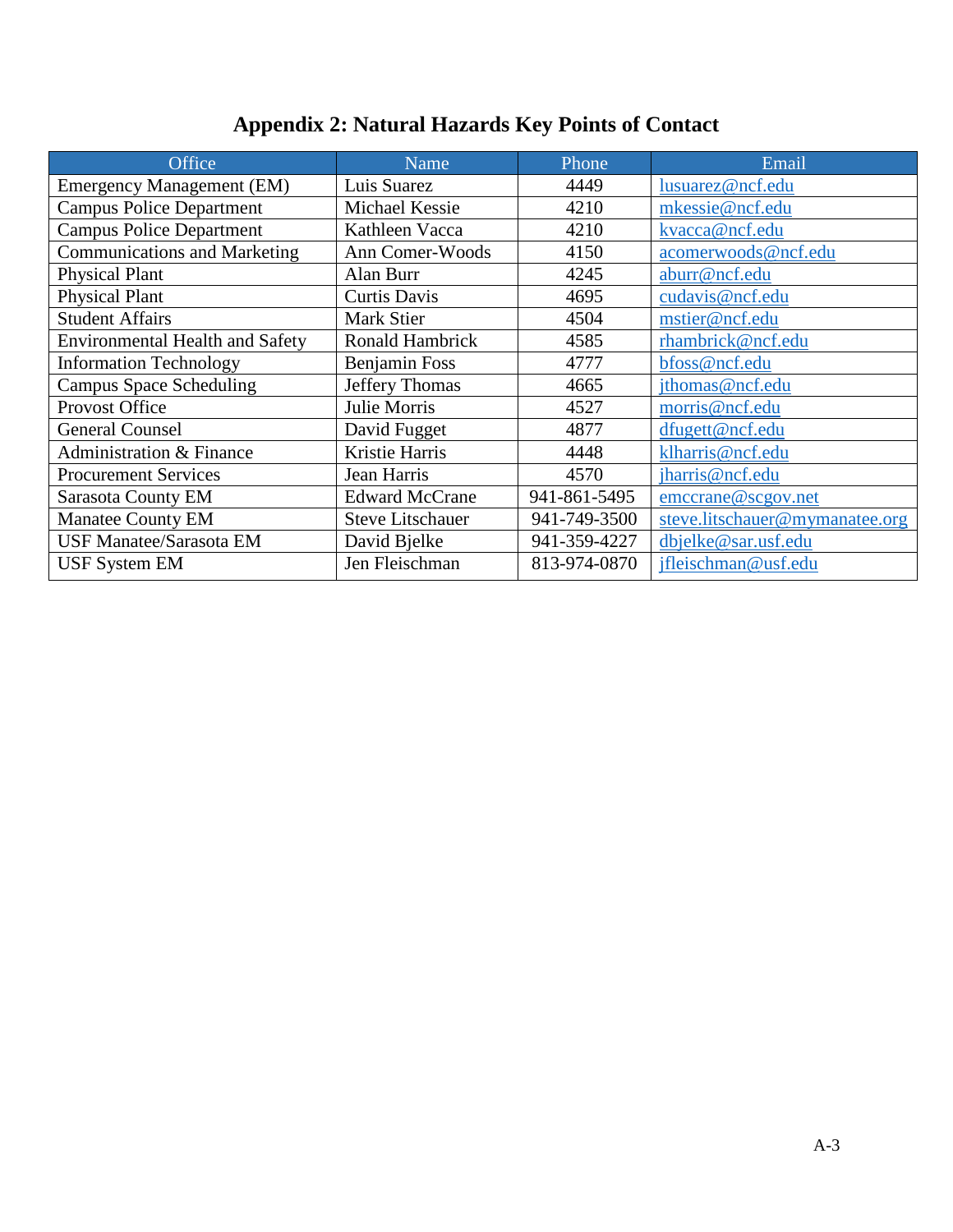# Appendix 2: Natural Hazards Key Points of Contact

| Office | Name | Phone | Email |
|---|---|---|---|
| Emergency Management (EM) | Luis Suarez | 4449 | lusuarez@ncf.edu |
| Campus Police Department | Michael Kessie | 4210 | mkessie@ncf.edu |
| Campus Police Department | Kathleen Vacca | 4210 | kvacca@ncf.edu |
| Communications and Marketing | Ann Comer-Woods | 4150 | acomerwoods@ncf.edu |
| Physical Plant | Alan Burr | 4245 | aburr@ncf.edu |
| Physical Plant | Curtis Davis | 4695 | cudavis@ncf.edu |
| Student Affairs | Mark Stier | 4504 | mstier@ncf.edu |
| Environmental Health and Safety | Ronald Hambrick | 4585 | rhambrick@ncf.edu |
| Information Technology | Benjamin Foss | 4777 | bfoss@ncf.edu |
| Campus Space Scheduling | Jeffery Thomas | 4665 | jthomas@ncf.edu |
| Provost Office | Julie Morris | 4527 | morris@ncf.edu |
| General Counsel | David Fugget | 4877 | dfugett@ncf.edu |
| Administration & Finance | Kristie Harris | 4448 | klharris@ncf.edu |
| Procurement Services | Jean Harris | 4570 | jharris@ncf.edu |
| Sarasota County EM | Edward McCrane | 941-861-5495 | emccrane@scgov.net |
| Manatee County EM | Steve Litschauer | 941-749-3500 | steve.litschauer@mymanatee.org |
| USF Manatee/Sarasota EM | David Bjelke | 941-359-4227 | dbjelke@sar.usf.edu |
| USF System EM | Jen Fleischman | 813-974-0870 | jfleischman@usf.edu |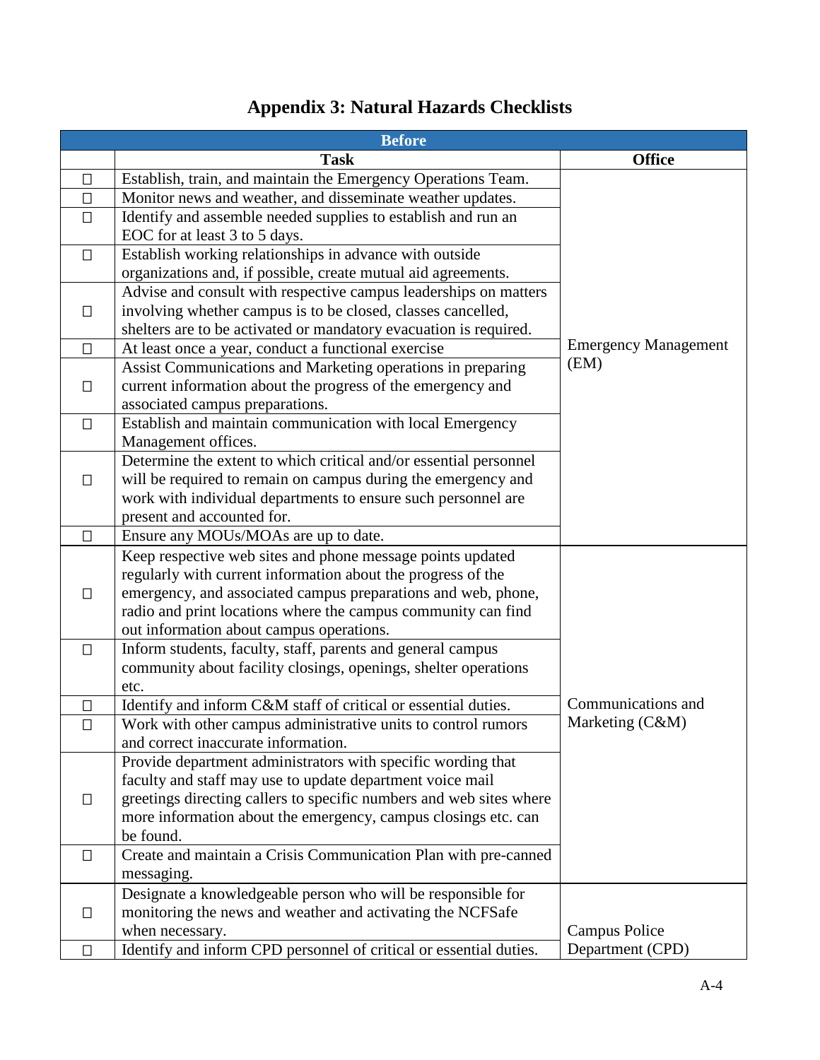# Appendix 3: Natural Hazards Checklists

| Before | | |
|---|---|---|
| | **Task** | **Office** |
| ☐ | Establish, train, and maintain the Emergency Operations Team. | Emergency Management (EM) |
| ☐ | Monitor news and weather, and disseminate weather updates. | |
| ☐ | Identify and assemble needed supplies to establish and run an EOC for at least 3 to 5 days. | |
| ☐ | Establish working relationships in advance with outside organizations and, if possible, create mutual aid agreements. | |
| ☐ | Advise and consult with respective campus leaderships on matters involving whether campus is to be closed, classes cancelled, shelters are to be activated or mandatory evacuation is required. | |
| ☐ | At least once a year, conduct a functional exercise | |
| ☐ | Assist Communications and Marketing operations in preparing current information about the progress of the emergency and associated campus preparations. | |
| ☐ | Establish and maintain communication with local Emergency Management offices. | |
| ☐ | Determine the extent to which critical and/or essential personnel will be required to remain on campus during the emergency and work with individual departments to ensure such personnel are present and accounted for. | |
| ☐ | Ensure any MOUs/MOAs are up to date. | |
| ☐ | Keep respective web sites and phone message points updated regularly with current information about the progress of the emergency, and associated campus preparations and web, phone, radio and print locations where the campus community can find out information about campus operations. | Communications and Marketing (C&M) |
| ☐ | Inform students, faculty, staff, parents and general campus community about facility closings, openings, shelter operations etc. | |
| ☐ | Identify and inform C&M staff of critical or essential duties. | |
| ☐ | Work with other campus administrative units to control rumors and correct inaccurate information. | |
| ☐ | Provide department administrators with specific wording that faculty and staff may use to update department voice mail greetings directing callers to specific numbers and web sites where more information about the emergency, campus closings etc. can be found. | |
| ☐ | Create and maintain a Crisis Communication Plan with pre-canned messaging. | |
| ☐ | Designate a knowledgeable person who will be responsible for monitoring the news and weather and activating the NCFSafe when necessary. | Campus Police Department (CPD) |
| ☐ | Identify and inform CPD personnel of critical or essential duties. | |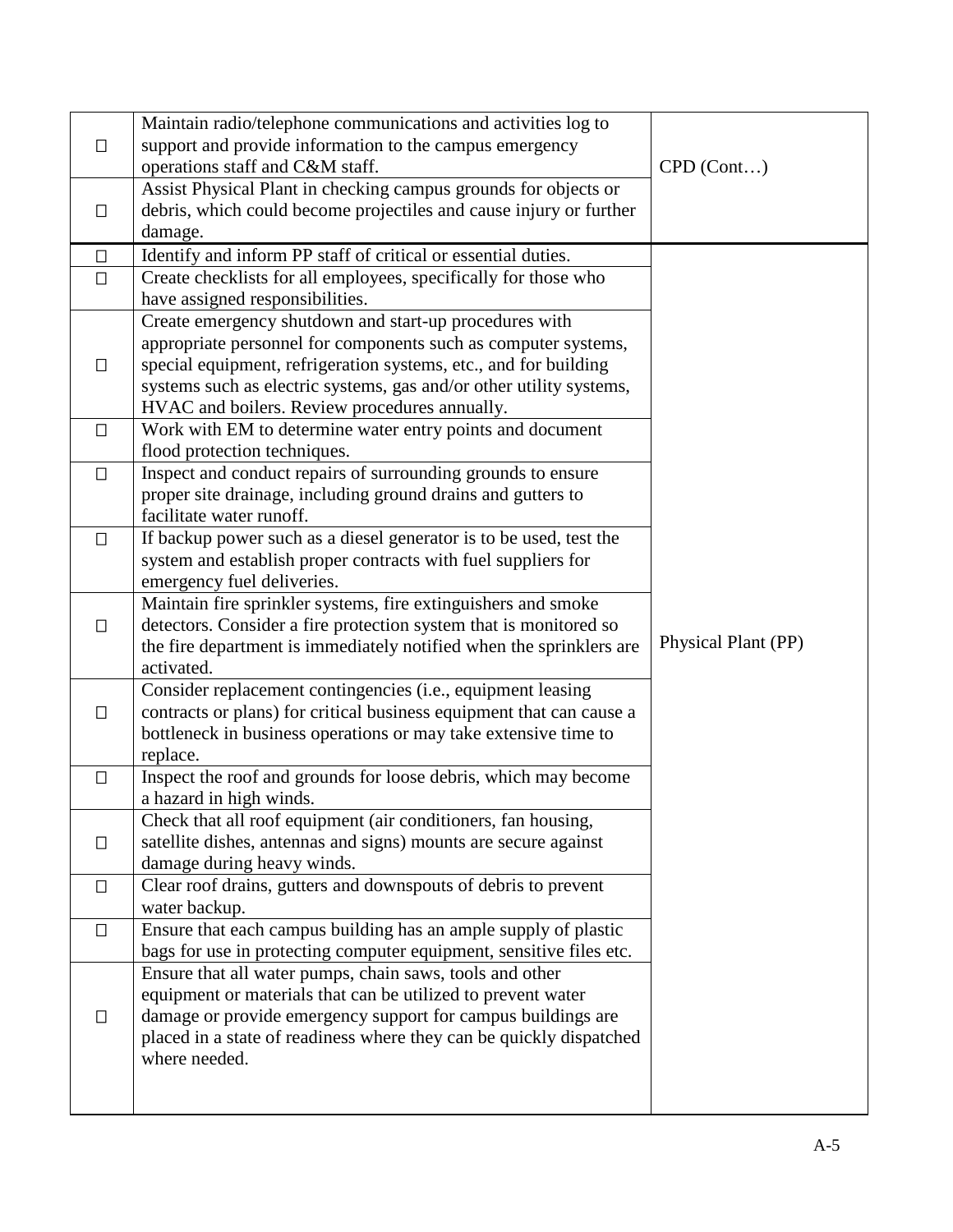| | | |
|---|---|---|
| ☐ | Maintain radio/telephone communications and activities log to support and provide information to the campus emergency operations staff and C&M staff. | CPD (Cont…) |
| ☐ | Assist Physical Plant in checking campus grounds for objects or debris, which could become projectiles and cause injury or further damage. | |
| ☐ | Identify and inform PP staff of critical or essential duties. | Physical Plant (PP) |
| ☐ | Create checklists for all employees, specifically for those who have assigned responsibilities. | |
| ☐ | Create emergency shutdown and start-up procedures with appropriate personnel for components such as computer systems, special equipment, refrigeration systems, etc., and for building systems such as electric systems, gas and/or other utility systems, HVAC and boilers. Review procedures annually. | |
| ☐ | Work with EM to determine water entry points and document flood protection techniques. | |
| ☐ | Inspect and conduct repairs of surrounding grounds to ensure proper site drainage, including ground drains and gutters to facilitate water runoff. | |
| ☐ | If backup power such as a diesel generator is to be used, test the system and establish proper contracts with fuel suppliers for emergency fuel deliveries. | |
| ☐ | Maintain fire sprinkler systems, fire extinguishers and smoke detectors. Consider a fire protection system that is monitored so the fire department is immediately notified when the sprinklers are activated. | |
| ☐ | Consider replacement contingencies (i.e., equipment leasing contracts or plans) for critical business equipment that can cause a bottleneck in business operations or may take extensive time to replace. | |
| ☐ | Inspect the roof and grounds for loose debris, which may become a hazard in high winds. | |
| ☐ | Check that all roof equipment (air conditioners, fan housing, satellite dishes, antennas and signs) mounts are secure against damage during heavy winds. | |
| ☐ | Clear roof drains, gutters and downspouts of debris to prevent water backup. | |
| ☐ | Ensure that each campus building has an ample supply of plastic bags for use in protecting computer equipment, sensitive files etc. | |
| ☐ | Ensure that all water pumps, chain saws, tools and other equipment or materials that can be utilized to prevent water damage or provide emergency support for campus buildings are placed in a state of readiness where they can be quickly dispatched where needed. | |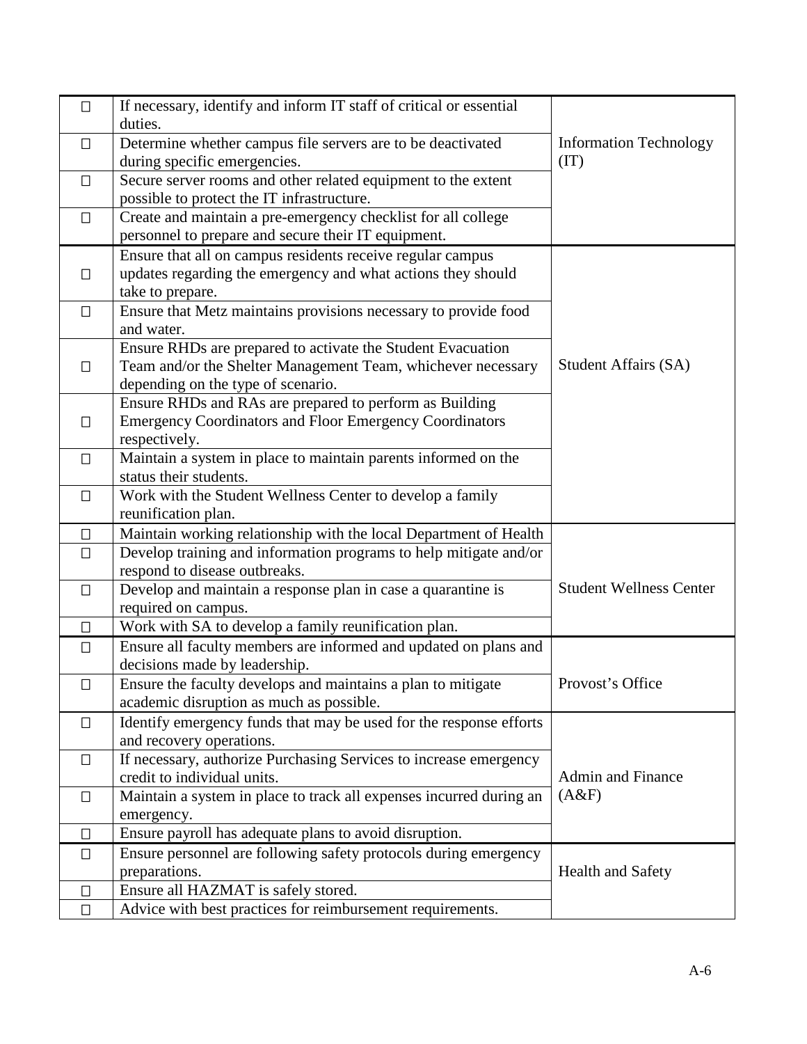| ☐ | Task | Department |
|---|---|---|
| ☐ | If necessary, identify and inform IT staff of critical or essential duties. | Information Technology (IT) |
| ☐ | Determine whether campus file servers are to be deactivated during specific emergencies. | |
| ☐ | Secure server rooms and other related equipment to the extent possible to protect the IT infrastructure. | |
| ☐ | Create and maintain a pre-emergency checklist for all college personnel to prepare and secure their IT equipment. | |
| ☐ | Ensure that all on campus residents receive regular campus updates regarding the emergency and what actions they should take to prepare. | Student Affairs (SA) |
| ☐ | Ensure that Metz maintains provisions necessary to provide food and water. | |
| ☐ | Ensure RHDs are prepared to activate the Student Evacuation Team and/or the Shelter Management Team, whichever necessary depending on the type of scenario. | |
| ☐ | Ensure RHDs and RAs are prepared to perform as Building Emergency Coordinators and Floor Emergency Coordinators respectively. | |
| ☐ | Maintain a system in place to maintain parents informed on the status their students. | |
| ☐ | Work with the Student Wellness Center to develop a family reunification plan. | |
| ☐ | Maintain working relationship with the local Department of Health | Student Wellness Center |
| ☐ | Develop training and information programs to help mitigate and/or respond to disease outbreaks. | |
| ☐ | Develop and maintain a response plan in case a quarantine is required on campus. | |
| ☐ | Work with SA to develop a family reunification plan. | |
| ☐ | Ensure all faculty members are informed and updated on plans and decisions made by leadership. | Provost's Office |
| ☐ | Ensure the faculty develops and maintains a plan to mitigate academic disruption as much as possible. | |
| ☐ | Identify emergency funds that may be used for the response efforts and recovery operations. | Admin and Finance (A&F) |
| ☐ | If necessary, authorize Purchasing Services to increase emergency credit to individual units. | |
| ☐ | Maintain a system in place to track all expenses incurred during an emergency. | |
| ☐ | Ensure payroll has adequate plans to avoid disruption. | |
| ☐ | Ensure personnel are following safety protocols during emergency preparations. | Health and Safety |
| ☐ | Ensure all HAZMAT is safely stored. | |
| ☐ | Advice with best practices for reimbursement requirements. | |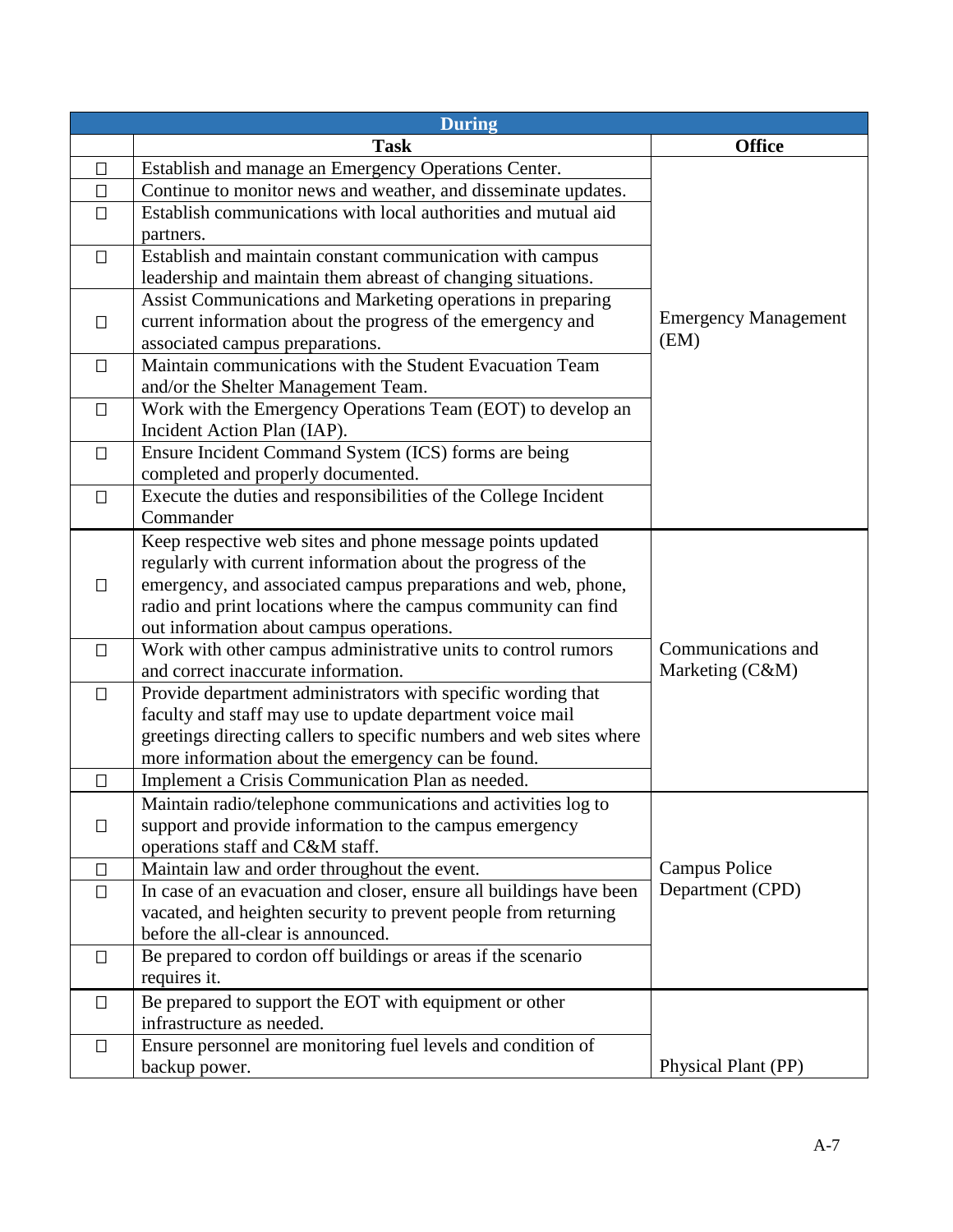| During | | |
|---|---|---|
| | **Task** | **Office** |
| ☐ | Establish and manage an Emergency Operations Center. | Emergency Management (EM) |
| ☐ | Continue to monitor news and weather, and disseminate updates. | |
| ☐ | Establish communications with local authorities and mutual aid partners. | |
| ☐ | Establish and maintain constant communication with campus leadership and maintain them abreast of changing situations. | |
| ☐ | Assist Communications and Marketing operations in preparing current information about the progress of the emergency and associated campus preparations. | |
| ☐ | Maintain communications with the Student Evacuation Team and/or the Shelter Management Team. | |
| ☐ | Work with the Emergency Operations Team (EOT) to develop an Incident Action Plan (IAP). | |
| ☐ | Ensure Incident Command System (ICS) forms are being completed and properly documented. | |
| ☐ | Execute the duties and responsibilities of the College Incident Commander | |
| ☐ | Keep respective web sites and phone message points updated regularly with current information about the progress of the emergency, and associated campus preparations and web, phone, radio and print locations where the campus community can find out information about campus operations. | Communications and Marketing (C&M) |
| ☐ | Work with other campus administrative units to control rumors and correct inaccurate information. | |
| ☐ | Provide department administrators with specific wording that faculty and staff may use to update department voice mail greetings directing callers to specific numbers and web sites where more information about the emergency can be found. | |
| ☐ | Implement a Crisis Communication Plan as needed. | |
| ☐ | Maintain radio/telephone communications and activities log to support and provide information to the campus emergency operations staff and C&M staff. | Campus Police Department (CPD) |
| ☐ | Maintain law and order throughout the event. | |
| ☐ | In case of an evacuation and closer, ensure all buildings have been vacated, and heighten security to prevent people from returning before the all-clear is announced. | |
| ☐ | Be prepared to cordon off buildings or areas if the scenario requires it. | |
| ☐ | Be prepared to support the EOT with equipment or other infrastructure as needed. | Physical Plant (PP) |
| ☐ | Ensure personnel are monitoring fuel levels and condition of backup power. | |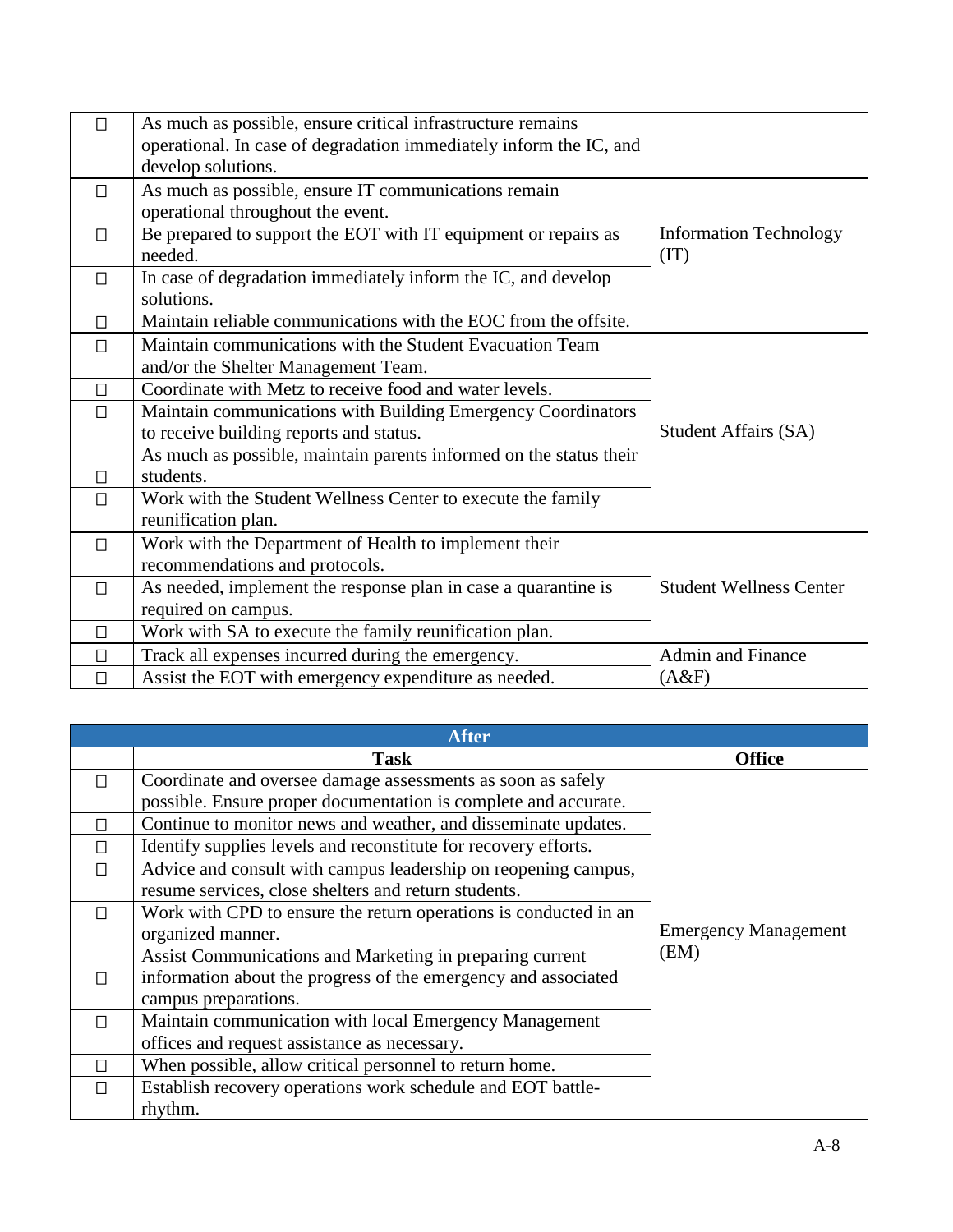| | | |
|---|---|---|
| ☐ | As much as possible, ensure critical infrastructure remains operational. In case of degradation immediately inform the IC, and develop solutions. | |
| ☐ | As much as possible, ensure IT communications remain operational throughout the event. | Information Technology (IT) |
| ☐ | Be prepared to support the EOT with IT equipment or repairs as needed. | |
| ☐ | In case of degradation immediately inform the IC, and develop solutions. | |
| ☐ | Maintain reliable communications with the EOC from the offsite. | |
| ☐ | Maintain communications with the Student Evacuation Team and/or the Shelter Management Team. | Student Affairs (SA) |
| ☐ | Coordinate with Metz to receive food and water levels. | |
| ☐ | Maintain communications with Building Emergency Coordinators to receive building reports and status. | |
| ☐ | As much as possible, maintain parents informed on the status their students. | |
| ☐ | Work with the Student Wellness Center to execute the family reunification plan. | |
| ☐ | Work with the Department of Health to implement their recommendations and protocols. | Student Wellness Center |
| ☐ | As needed, implement the response plan in case a quarantine is required on campus. | |
| ☐ | Work with SA to execute the family reunification plan. | |
| ☐ | Track all expenses incurred during the emergency. | Admin and Finance (A&F) |
| ☐ | Assist the EOT with emergency expenditure as needed. | |

| After | | |
|---|---|---|
| | **Task** | **Office** |
| ☐ | Coordinate and oversee damage assessments as soon as safely possible. Ensure proper documentation is complete and accurate. | Emergency Management (EM) |
| ☐ | Continue to monitor news and weather, and disseminate updates. | |
| ☐ | Identify supplies levels and reconstitute for recovery efforts. | |
| ☐ | Advice and consult with campus leadership on reopening campus, resume services, close shelters and return students. | |
| ☐ | Work with CPD to ensure the return operations is conducted in an organized manner. | |
| ☐ | Assist Communications and Marketing in preparing current information about the progress of the emergency and associated campus preparations. | |
| ☐ | Maintain communication with local Emergency Management offices and request assistance as necessary. | |
| ☐ | When possible, allow critical personnel to return home. | |
| ☐ | Establish recovery operations work schedule and EOT battle-rhythm. | |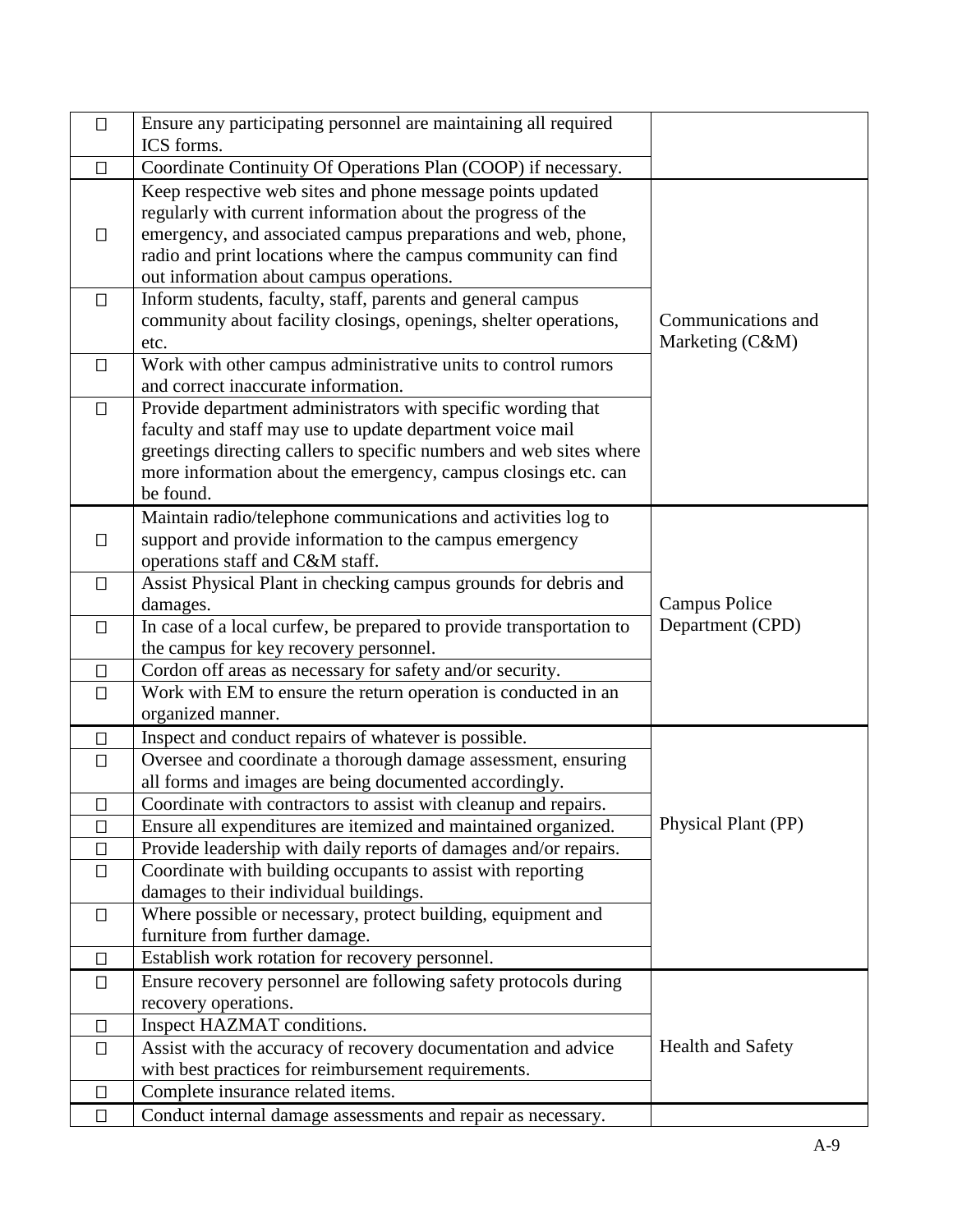| | | |
|---|---|---|
| ☐ | Ensure any participating personnel are maintaining all required ICS forms. | |
| ☐ | Coordinate Continuity Of Operations Plan (COOP) if necessary. | |
| ☐ | Keep respective web sites and phone message points updated regularly with current information about the progress of the emergency, and associated campus preparations and web, phone, radio and print locations where the campus community can find out information about campus operations. | Communications and Marketing (C&M) |
| ☐ | Inform students, faculty, staff, parents and general campus community about facility closings, openings, shelter operations, etc. | |
| ☐ | Work with other campus administrative units to control rumors and correct inaccurate information. | |
| ☐ | Provide department administrators with specific wording that faculty and staff may use to update department voice mail greetings directing callers to specific numbers and web sites where more information about the emergency, campus closings etc. can be found. | |
| ☐ | Maintain radio/telephone communications and activities log to support and provide information to the campus emergency operations staff and C&M staff. | Campus Police Department (CPD) |
| ☐ | Assist Physical Plant in checking campus grounds for debris and damages. | |
| ☐ | In case of a local curfew, be prepared to provide transportation to the campus for key recovery personnel. | |
| ☐ | Cordon off areas as necessary for safety and/or security. | |
| ☐ | Work with EM to ensure the return operation is conducted in an organized manner. | |
| ☐ | Inspect and conduct repairs of whatever is possible. | Physical Plant (PP) |
| ☐ | Oversee and coordinate a thorough damage assessment, ensuring all forms and images are being documented accordingly. | |
| ☐ | Coordinate with contractors to assist with cleanup and repairs. | |
| ☐ | Ensure all expenditures are itemized and maintained organized. | |
| ☐ | Provide leadership with daily reports of damages and/or repairs. | |
| ☐ | Coordinate with building occupants to assist with reporting damages to their individual buildings. | |
| ☐ | Where possible or necessary, protect building, equipment and furniture from further damage. | |
| ☐ | Establish work rotation for recovery personnel. | |
| ☐ | Ensure recovery personnel are following safety protocols during recovery operations. | Health and Safety |
| ☐ | Inspect HAZMAT conditions. | |
| ☐ | Assist with the accuracy of recovery documentation and advice with best practices for reimbursement requirements. | |
| ☐ | Complete insurance related items. | |
| ☐ | Conduct internal damage assessments and repair as necessary. | |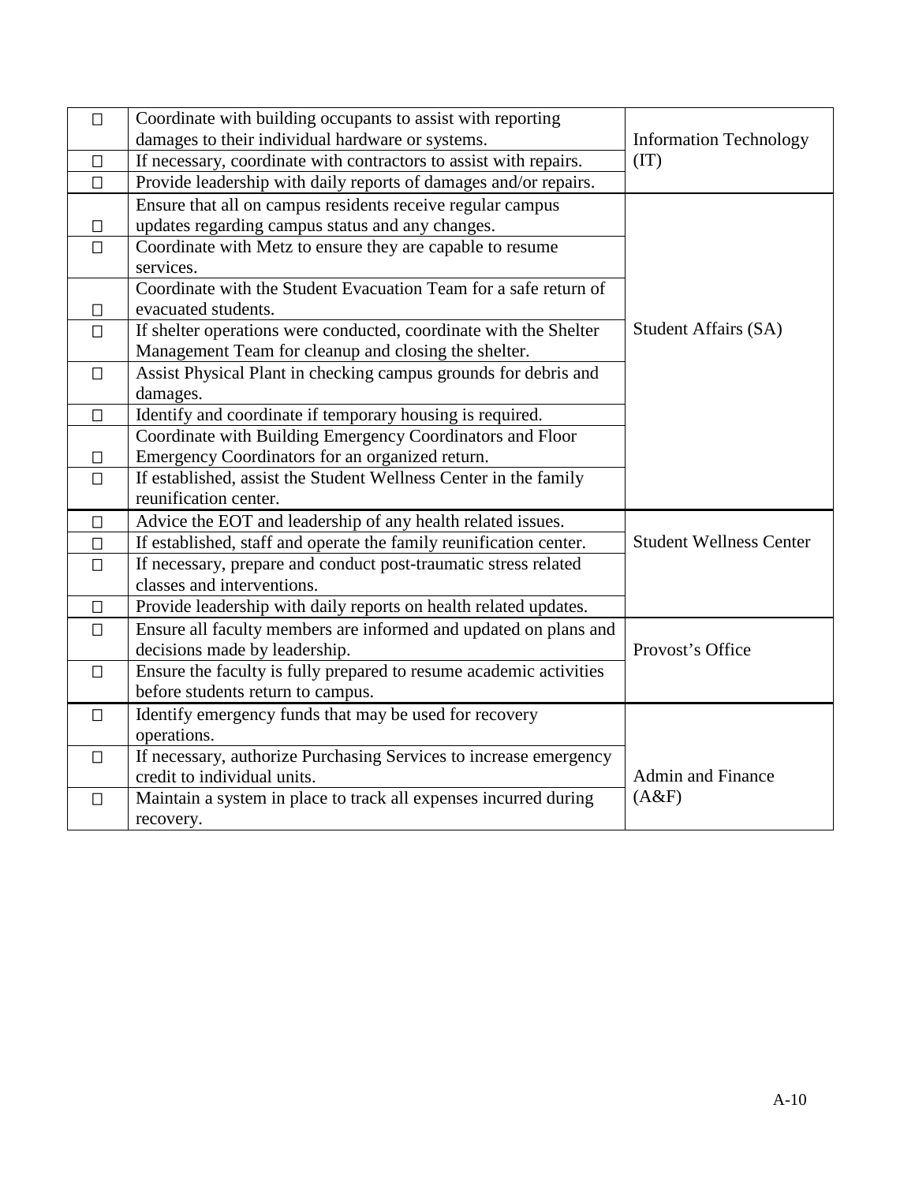| ☐ | Task | Responsible |
|---|---|---|
| ☐ | Coordinate with building occupants to assist with reporting damages to their individual hardware or systems. | Information Technology (IT) |
| ☐ | If necessary, coordinate with contractors to assist with repairs. | |
| ☐ | Provide leadership with daily reports of damages and/or repairs. | |
| ☐ | Ensure that all on campus residents receive regular campus updates regarding campus status and any changes. | Student Affairs (SA) |
| ☐ | Coordinate with Metz to ensure they are capable to resume services. | |
| ☐ | Coordinate with the Student Evacuation Team for a safe return of evacuated students. | |
| ☐ | If shelter operations were conducted, coordinate with the Shelter Management Team for cleanup and closing the shelter. | |
| ☐ | Assist Physical Plant in checking campus grounds for debris and damages. | |
| ☐ | Identify and coordinate if temporary housing is required. | |
| ☐ | Coordinate with Building Emergency Coordinators and Floor Emergency Coordinators for an organized return. | |
| ☐ | If established, assist the Student Wellness Center in the family reunification center. | |
| ☐ | Advice the EOT and leadership of any health related issues. | Student Wellness Center |
| ☐ | If established, staff and operate the family reunification center. | |
| ☐ | If necessary, prepare and conduct post-traumatic stress related classes and interventions. | |
| ☐ | Provide leadership with daily reports on health related updates. | |
| ☐ | Ensure all faculty members are informed and updated on plans and decisions made by leadership. | Provost's Office |
| ☐ | Ensure the faculty is fully prepared to resume academic activities before students return to campus. | |
| ☐ | Identify emergency funds that may be used for recovery operations. | Admin and Finance (A&F) |
| ☐ | If necessary, authorize Purchasing Services to increase emergency credit to individual units. | |
| ☐ | Maintain a system in place to track all expenses incurred during recovery. | |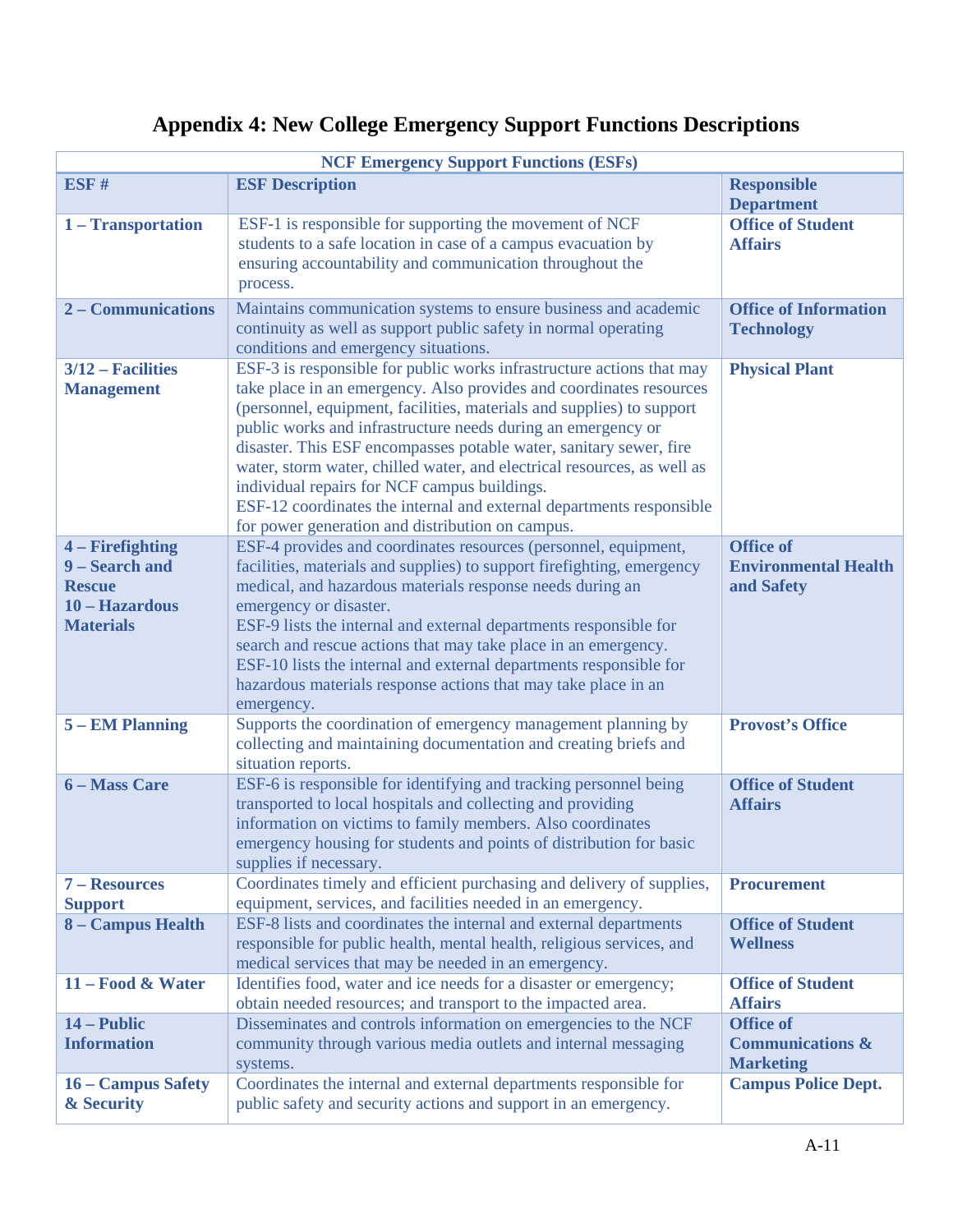# Appendix 4: New College Emergency Support Functions Descriptions

| NCF Emergency Support Functions (ESFs) | | |
|---|---|---|
| **ESF #** | **ESF Description** | **Responsible Department** |
| **1 – Transportation** | ESF-1 is responsible for supporting the movement of NCF students to a safe location in case of a campus evacuation by ensuring accountability and communication throughout the process. | **Office of Student Affairs** |
| **2 – Communications** | Maintains communication systems to ensure business and academic continuity as well as support public safety in normal operating conditions and emergency situations. | **Office of Information Technology** |
| **3/12 – Facilities Management** | ESF-3 is responsible for public works infrastructure actions that may take place in an emergency. Also provides and coordinates resources (personnel, equipment, facilities, materials and supplies) to support public works and infrastructure needs during an emergency or disaster. This ESF encompasses potable water, sanitary sewer, fire water, storm water, chilled water, and electrical resources, as well as individual repairs for NCF campus buildings.<br>ESF-12 coordinates the internal and external departments responsible for power generation and distribution on campus. | **Physical Plant** |
| **4 – Firefighting<br>9 – Search and Rescue<br>10 – Hazardous Materials** | ESF-4 provides and coordinates resources (personnel, equipment, facilities, materials and supplies) to support firefighting, emergency medical, and hazardous materials response needs during an emergency or disaster.<br>ESF-9 lists the internal and external departments responsible for search and rescue actions that may take place in an emergency.<br>ESF-10 lists the internal and external departments responsible for hazardous materials response actions that may take place in an emergency. | **Office of Environmental Health and Safety** |
| **5 – EM Planning** | Supports the coordination of emergency management planning by collecting and maintaining documentation and creating briefs and situation reports. | **Provost's Office** |
| **6 – Mass Care** | ESF-6 is responsible for identifying and tracking personnel being transported to local hospitals and collecting and providing information on victims to family members. Also coordinates emergency housing for students and points of distribution for basic supplies if necessary. | **Office of Student Affairs** |
| **7 – Resources Support** | Coordinates timely and efficient purchasing and delivery of supplies, equipment, services, and facilities needed in an emergency. | **Procurement** |
| **8 – Campus Health** | ESF-8 lists and coordinates the internal and external departments responsible for public health, mental health, religious services, and medical services that may be needed in an emergency. | **Office of Student Wellness** |
| **11 – Food & Water** | Identifies food, water and ice needs for a disaster or emergency; obtain needed resources; and transport to the impacted area. | **Office of Student Affairs** |
| **14 – Public Information** | Disseminates and controls information on emergencies to the NCF community through various media outlets and internal messaging systems. | **Office of Communications & Marketing** |
| **16 – Campus Safety & Security** | Coordinates the internal and external departments responsible for public safety and security actions and support in an emergency. | **Campus Police Dept.** |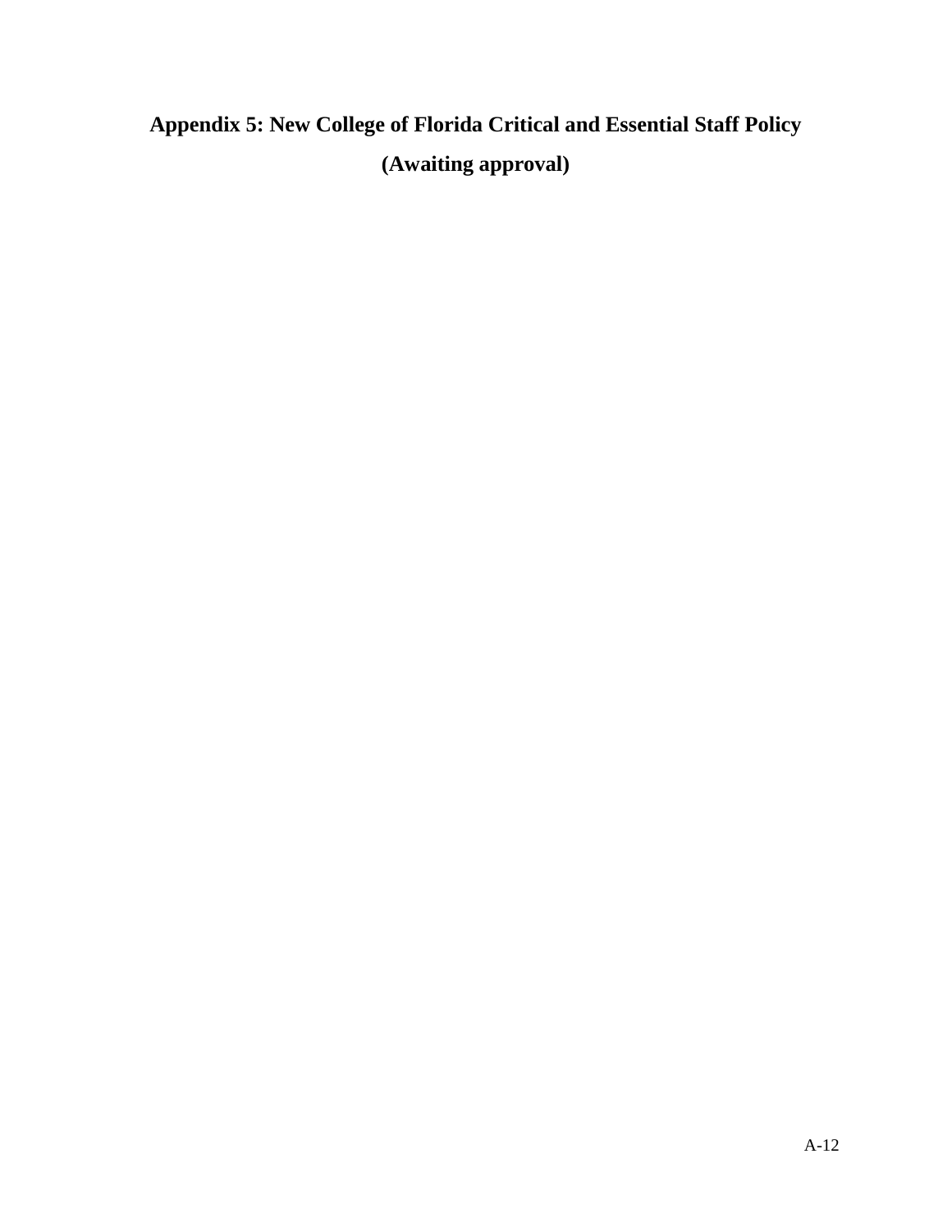# Appendix 5: New College of Florida Critical and Essential Staff Policy

**(Awaiting approval)**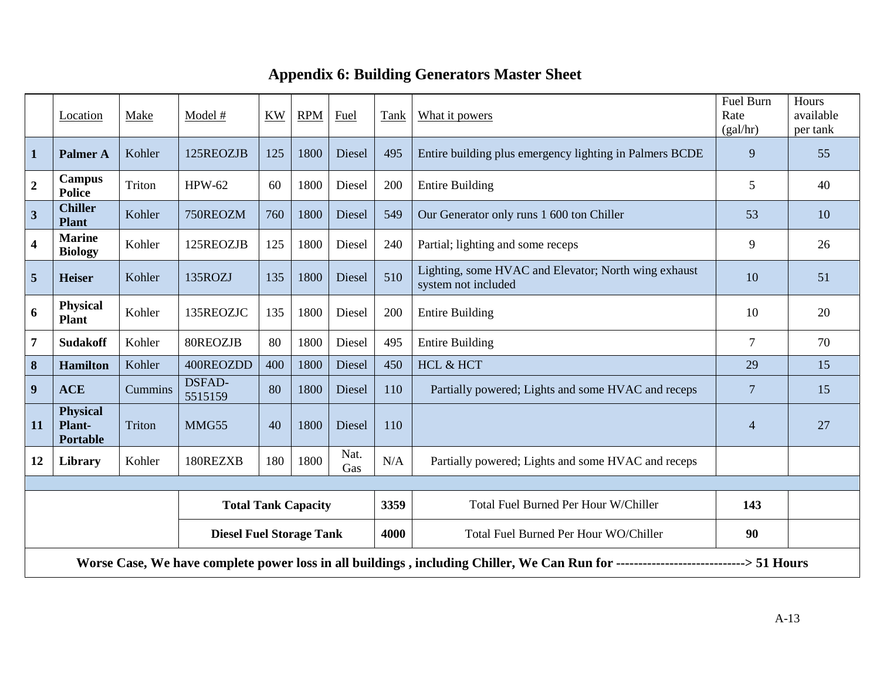# Appendix 6: Building Generators Master Sheet

| | Location | Make | Model # | KW | RPM | Fuel | Tank | What it powers | Fuel Burn Rate (gal/hr) | Hours available per tank |
|---|---|---|---|---|---|---|---|---|---|---|
| **1** | **Palmer A** | Kohler | 125REOZJB | 125 | 1800 | Diesel | 495 | Entire building plus emergency lighting in Palmers BCDE | 9 | 55 |
| **2** | **Campus Police** | Triton | HPW-62 | 60 | 1800 | Diesel | 200 | Entire Building | 5 | 40 |
| **3** | **Chiller Plant** | Kohler | 750REOZM | 760 | 1800 | Diesel | 549 | Our Generator only runs 1 600 ton Chiller | 53 | 10 |
| **4** | **Marine Biology** | Kohler | 125REOZJB | 125 | 1800 | Diesel | 240 | Partial; lighting and some receps | 9 | 26 |
| **5** | **Heiser** | Kohler | 135ROZJ | 135 | 1800 | Diesel | 510 | Lighting, some HVAC and Elevator; North wing exhaust system not included | 10 | 51 |
| **6** | **Physical Plant** | Kohler | 135REOZJC | 135 | 1800 | Diesel | 200 | Entire Building | 10 | 20 |
| **7** | **Sudakoff** | Kohler | 80REOZJB | 80 | 1800 | Diesel | 495 | Entire Building | 7 | 70 |
| **8** | **Hamilton** | Kohler | 400REOZDD | 400 | 1800 | Diesel | 450 | HCL & HCT | 29 | 15 |
| **9** | **ACE** | Cummins | DSFAD-5515159 | 80 | 1800 | Diesel | 110 | Partially powered; Lights and some HVAC and receps | 7 | 15 |
| **11** | **Physical Plant-Portable** | Triton | MMG55 | 40 | 1800 | Diesel | 110 | | 4 | 27 |
| **12** | **Library** | Kohler | 180REZXB | 180 | 1800 | Nat. Gas | N/A | Partially powered; Lights and some HVAC and receps | | |
| | | | | | | | | | | |
| | | | **Total Tank Capacity** | | | | **3359** | Total Fuel Burned Per Hour W/Chiller | **143** | |
| | | | **Diesel Fuel Storage Tank** | | | | **4000** | Total Fuel Burned Per Hour WO/Chiller | **90** | |

**Worse Case, We have complete power loss in all buildings , including Chiller, We Can Run for -----------------------------> 51 Hours**